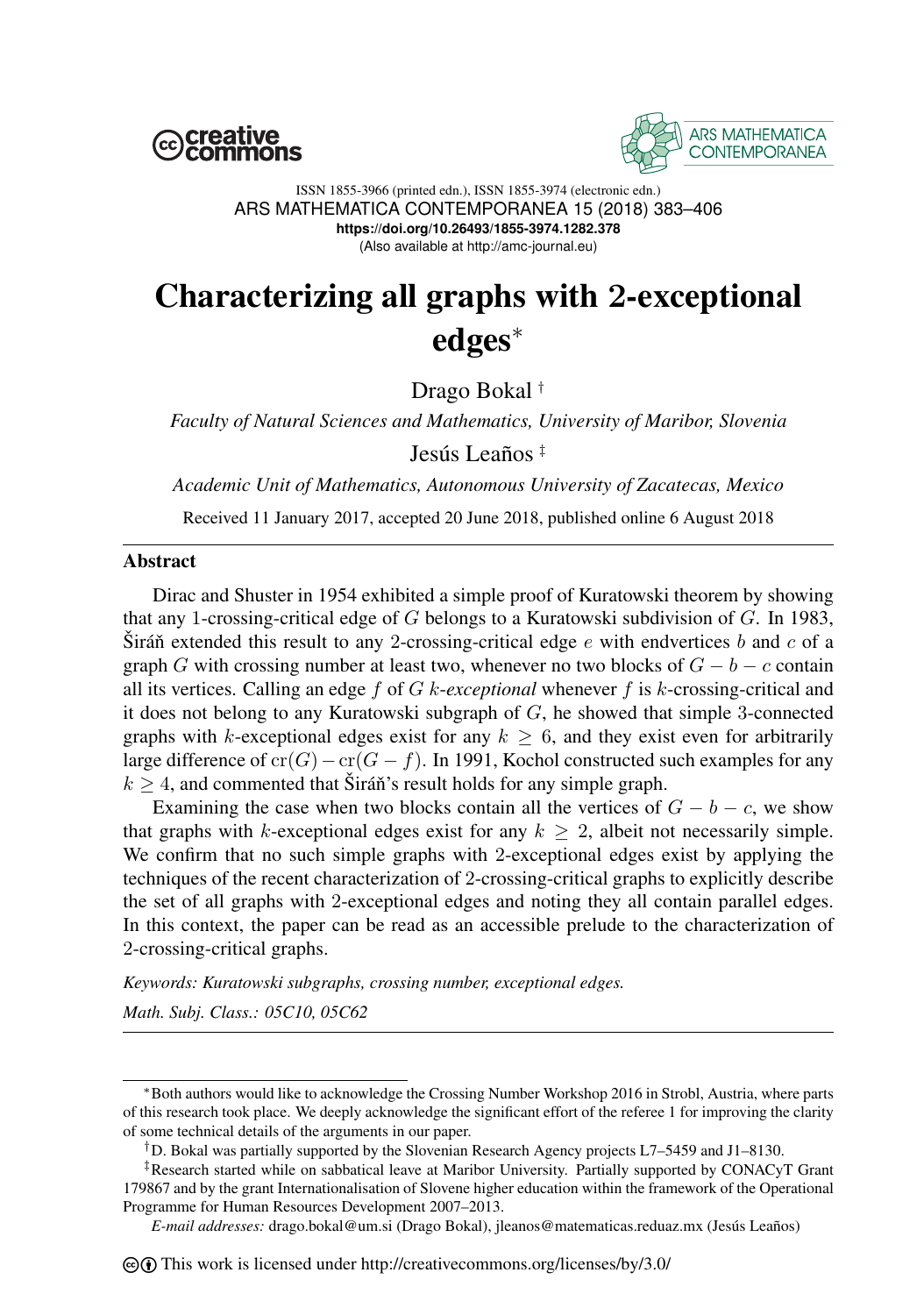# Characterizing all graphs with 2-exceptional edges*

Drago Bokal [†]

*Faculty of Natural Sciences and Mathematics, University of Maribor, Slovenia*

Jesús Leaños [‡]

*Academic Unit of Mathematics, Autonomous University of Zacatecas, Mexico*

Received 11 January 2017, accepted 20 June 2018, published online 6 August 2018

## Abstract

Dirac and Shuster in 1954 exhibited a simple proof of Kuratowski theorem by showing that any 1-crossing-critical edge of $G$ belongs to a Kuratowski subdivision of $G$. In 1983, Širáň extended this result to any 2-crossing-critical edge $e$ with endvertices $b$ and $c$ of a graph $G$ with crossing number at least two, whenever no two blocks of $G - b - c$ contain all its vertices. Calling an edge $f$ of $G$ $k$-*exceptional* whenever $f$ is $k$-crossing-critical and it does not belong to any Kuratowski subgraph of $G$, he showed that simple 3-connected graphs with $k$-exceptional edges exist for any $k \geq 6$, and they exist even for arbitrarily large difference of $\operatorname{cr}(G) - \operatorname{cr}(G - f)$. In 1991, Kochol constructed such examples for any $k \geq 4$, and commented that Širáň's result holds for any simple graph.

Examining the case when two blocks contain all the vertices of $G - b - c$, we show that graphs with $k$-exceptional edges exist for any $k \geq 2$, albeit not necessarily simple. We confirm that no such simple graphs with 2-exceptional edges exist by applying the techniques of the recent characterization of 2-crossing-critical graphs to explicitly describe the set of all graphs with 2-exceptional edges and noting they all contain parallel edges. In this context, the paper can be read as an accessible prelude to the characterization of 2-crossing-critical graphs.

*Keywords: Kuratowski subgraphs, crossing number, exceptional edges.*

*Math. Subj. Class.: 05C10, 05C62*

---

*Both authors would like to acknowledge the Crossing Number Workshop 2016 in Strobl, Austria, where parts of this research took place. We deeply acknowledge the significant effort of the referee 1 for improving the clarity of some technical details of the arguments in our paper.

[†]D. Bokal was partially supported by the Slovenian Research Agency projects L7–5459 and J1–8130.

[‡]Research started while on sabbatical leave at Maribor University. Partially supported by CONACyT Grant 179867 and by the grant Internationalisation of Slovene higher education within the framework of the Operational Programme for Human Resources Development 2007–2013.

*E-mail addresses:* drago.bokal@um.si (Drago Bokal), jleanos@matematicas.reduaz.mx (Jesús Leaños)

This work is licensed under http://creativecommons.org/licenses/by/3.0/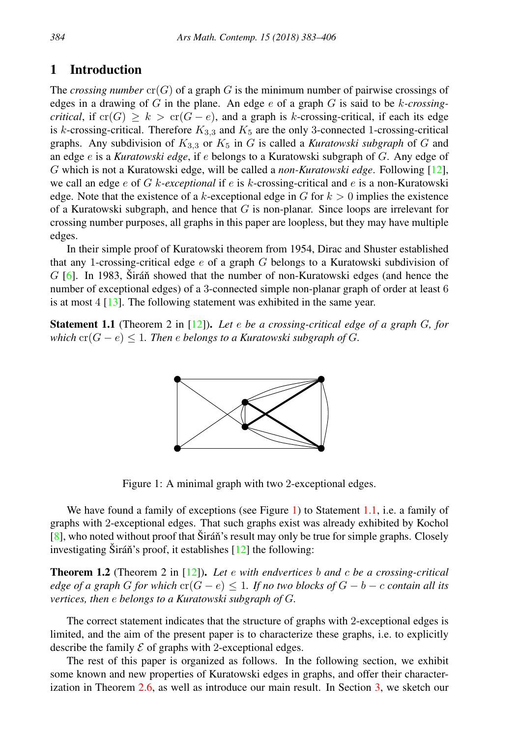## 1 Introduction

The *crossing number* $\mathrm{cr}(G)$ of a graph $G$ is the minimum number of pairwise crossings of edges in a drawing of $G$ in the plane. An edge $e$ of a graph $G$ is said to be $k$*-crossing-critical*, if $\mathrm{cr}(G) \geq k > \mathrm{cr}(G - e)$, and a graph is $k$-crossing-critical, if each its edge is $k$-crossing-critical. Therefore $K_{3,3}$ and $K_5$ are the only 3-connected 1-crossing-critical graphs. Any subdivision of $K_{3,3}$ or $K_5$ in $G$ is called a ***Kuratowski subgraph*** of $G$ and an edge $e$ is a ***Kuratowski edge***, if $e$ belongs to a Kuratowski subgraph of $G$. Any edge of $G$ which is not a Kuratowski edge, will be called a *non-Kuratowski edge*. Following [12], we call an edge $e$ of $G$ $k$*-exceptional* if $e$ is $k$-crossing-critical and $e$ is a non-Kuratowski edge. Note that the existence of a $k$-exceptional edge in $G$ for $k > 0$ implies the existence of a Kuratowski subgraph, and hence that $G$ is non-planar. Since loops are irrelevant for crossing number purposes, all graphs in this paper are loopless, but they may have multiple edges.

In their simple proof of Kuratowski theorem from 1954, Dirac and Shuster established that any 1-crossing-critical edge $e$ of a graph $G$ belongs to a Kuratowski subdivision of $G$ [6]. In 1983, Širáň showed that the number of non-Kuratowski edges (and hence the number of exceptional edges) of a 3-connected simple non-planar graph of order at least 6 is at most 4 [13]. The following statement was exhibited in the same year.

**Statement 1.1** (Theorem 2 in [12])**.** *Let $e$ be a crossing-critical edge of a graph $G$, for which $\mathrm{cr}(G - e) \leq 1$. Then $e$ belongs to a Kuratowski subgraph of $G$.*

Figure 1: A minimal graph with two 2-exceptional edges.

We have found a family of exceptions (see Figure 1) to Statement 1.1, i.e. a family of graphs with 2-exceptional edges. That such graphs exist was already exhibited by Kochol [8], who noted without proof that Širáň's result may only be true for simple graphs. Closely investigating Širáň's proof, it establishes [12] the following:

**Theorem 1.2** (Theorem 2 in [12])**.** *Let $e$ with endvertices $b$ and $c$ be a crossing-critical edge of a graph $G$ for which $\mathrm{cr}(G - e) \leq 1$. If no two blocks of $G - b - c$ contain all its vertices, then $e$ belongs to a Kuratowski subgraph of $G$.*

The correct statement indicates that the structure of graphs with 2-exceptional edges is limited, and the aim of the present paper is to characterize these graphs, i.e. to explicitly describe the family $\mathcal{E}$ of graphs with 2-exceptional edges.

The rest of this paper is organized as follows. In the following section, we exhibit some known and new properties of Kuratowski edges in graphs, and offer their characterization in Theorem 2.6, as well as introduce our main result. In Section 3, we sketch our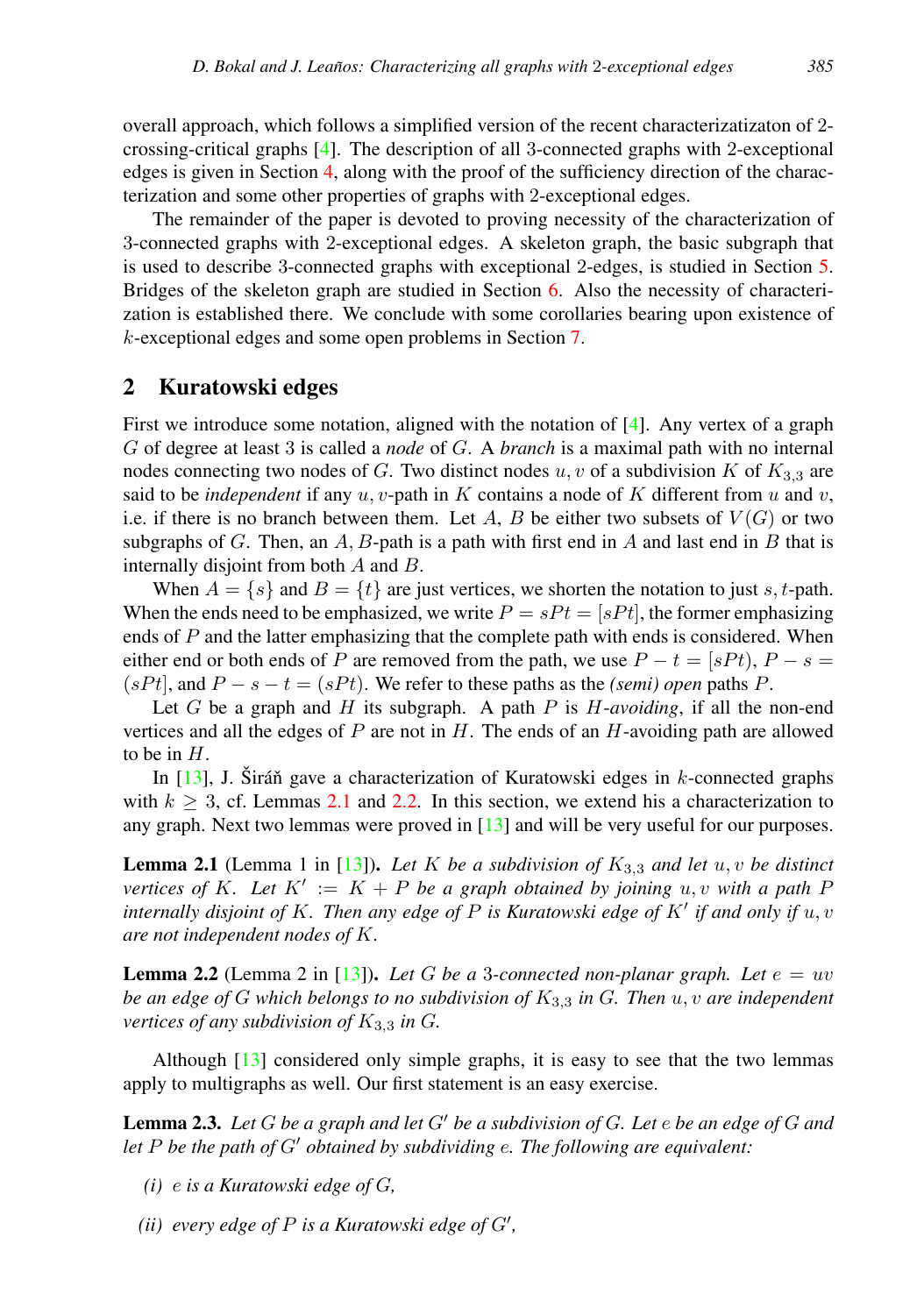overall approach, which follows a simplified version of the recent characterizatizaton of 2-crossing-critical graphs [4]. The description of all 3-connected graphs with 2-exceptional edges is given in Section 4, along with the proof of the sufficiency direction of the characterization and some other properties of graphs with 2-exceptional edges.

The remainder of the paper is devoted to proving necessity of the characterization of 3-connected graphs with 2-exceptional edges. A skeleton graph, the basic subgraph that is used to describe 3-connected graphs with exceptional 2-edges, is studied in Section 5. Bridges of the skeleton graph are studied in Section 6. Also the necessity of characterization is established there. We conclude with some corollaries bearing upon existence of $k$-exceptional edges and some open problems in Section 7.

## 2 Kuratowski edges

First we introduce some notation, aligned with the notation of [4]. Any vertex of a graph $G$ of degree at least 3 is called a *node* of $G$. A *branch* is a maximal path with no internal nodes connecting two nodes of $G$. Two distinct nodes $u, v$ of a subdivision $K$ of $K_{3,3}$ are said to be *independent* if any $u, v$-path in $K$ contains a node of $K$ different from $u$ and $v$, i.e. if there is no branch between them. Let $A$, $B$ be either two subsets of $V(G)$ or two subgraphs of $G$. Then, an $A, B$-path is a path with first end in $A$ and last end in $B$ that is internally disjoint from both $A$ and $B$.

When $A = \{s\}$ and $B = \{t\}$ are just vertices, we shorten the notation to just $s, t$-path. When the ends need to be emphasized, we write $P = sPt = [sPt]$, the former emphasizing ends of $P$ and the latter emphasizing that the complete path with ends is considered. When either end or both ends of $P$ are removed from the path, we use $P - t = [sPt)$, $P - s = (sPt]$, and $P - s - t = (sPt)$. We refer to these paths as the *(semi) open* paths $P$.

Let $G$ be a graph and $H$ its subgraph. A path $P$ is *$H$-avoiding*, if all the non-end vertices and all the edges of $P$ are not in $H$. The ends of an $H$-avoiding path are allowed to be in $H$.

In [13], J. Širáň gave a characterization of Kuratowski edges in $k$-connected graphs with $k \geq 3$, cf. Lemmas 2.1 and 2.2. In this section, we extend his a characterization to any graph. Next two lemmas were proved in [13] and will be very useful for our purposes.

**Lemma 2.1** (Lemma 1 in [13]). *Let $K$ be a subdivision of $K_{3,3}$ and let $u, v$ be distinct vertices of $K$. Let $K' := K + P$ be a graph obtained by joining $u, v$ with a path $P$ internally disjoint of $K$. Then any edge of $P$ is Kuratowski edge of $K'$ if and only if $u, v$ are not independent nodes of $K$.*

**Lemma 2.2** (Lemma 2 in [13]). *Let $G$ be a 3-connected non-planar graph. Let $e = uv$ be an edge of $G$ which belongs to no subdivision of $K_{3,3}$ in $G$. Then $u, v$ are independent vertices of any subdivision of $K_{3,3}$ in $G$.*

Although [13] considered only simple graphs, it is easy to see that the two lemmas apply to multigraphs as well. Our first statement is an easy exercise.

**Lemma 2.3.** *Let $G$ be a graph and let $G'$ be a subdivision of $G$. Let $e$ be an edge of $G$ and let $P$ be the path of $G'$ obtained by subdividing $e$. The following are equivalent:*

*(i) $e$ is a Kuratowski edge of $G$,*

*(ii) every edge of $P$ is a Kuratowski edge of $G'$,*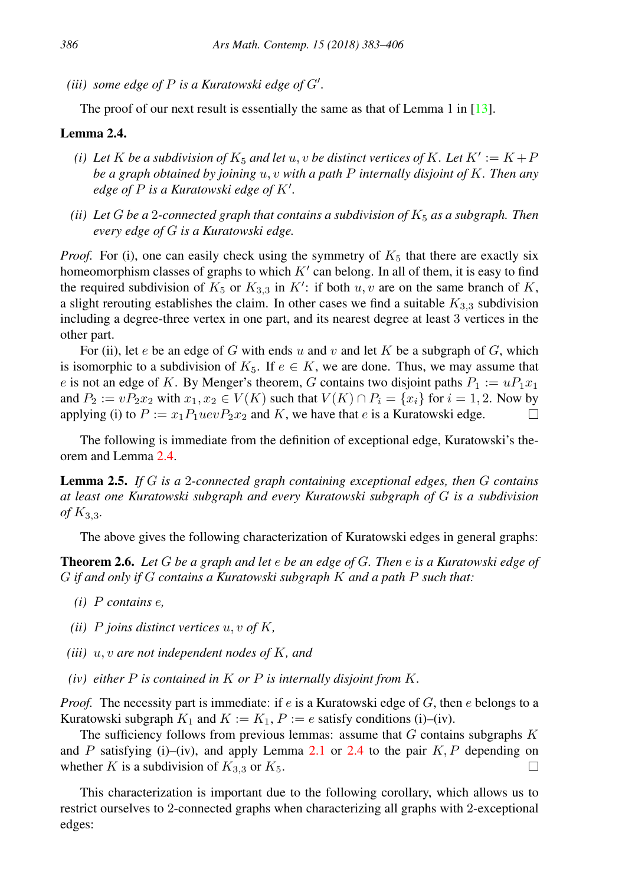*(iii) some edge of $P$ is a Kuratowski edge of $G'$.*

The proof of our next result is essentially the same as that of Lemma 1 in [13].

**Lemma 2.4.**

*(i) Let $K$ be a subdivision of $K_5$ and let $u, v$ be distinct vertices of $K$. Let $K' := K + P$ be a graph obtained by joining $u, v$ with a path $P$ internally disjoint of $K$. Then any edge of $P$ is a Kuratowski edge of $K'$.*

*(ii) Let $G$ be a 2-connected graph that contains a subdivision of $K_5$ as a subgraph. Then every edge of $G$ is a Kuratowski edge.*

*Proof.* For (i), one can easily check using the symmetry of $K_5$ that there are exactly six homeomorphism classes of graphs to which $K'$ can belong. In all of them, it is easy to find the required subdivision of $K_5$ or $K_{3,3}$ in $K'$: if both $u, v$ are on the same branch of $K$, a slight rerouting establishes the claim. In other cases we find a suitable $K_{3,3}$ subdivision including a degree-three vertex in one part, and its nearest degree at least 3 vertices in the other part.

For (ii), let $e$ be an edge of $G$ with ends $u$ and $v$ and let $K$ be a subgraph of $G$, which is isomorphic to a subdivision of $K_5$. If $e \in K$, we are done. Thus, we may assume that $e$ is not an edge of $K$. By Menger's theorem, $G$ contains two disjoint paths $P_1 := uP_1x_1$ and $P_2 := vP_2x_2$ with $x_1, x_2 \in V(K)$ such that $V(K) \cap P_i = \{x_i\}$ for $i = 1, 2$. Now by applying (i) to $P := x_1P_1uevP_2x_2$ and $K$, we have that $e$ is a Kuratowski edge. $\square$

The following is immediate from the definition of exceptional edge, Kuratowski's theorem and Lemma 2.4.

**Lemma 2.5.** *If $G$ is a 2-connected graph containing exceptional edges, then $G$ contains at least one Kuratowski subgraph and every Kuratowski subgraph of $G$ is a subdivision of $K_{3,3}$.*

The above gives the following characterization of Kuratowski edges in general graphs:

**Theorem 2.6.** *Let $G$ be a graph and let $e$ be an edge of $G$. Then $e$ is a Kuratowski edge of $G$ if and only if $G$ contains a Kuratowski subgraph $K$ and a path $P$ such that:*

*(i) $P$ contains $e$,*

*(ii) $P$ joins distinct vertices $u, v$ of $K$,*

*(iii) $u, v$ are not independent nodes of $K$, and*

*(iv) either $P$ is contained in $K$ or $P$ is internally disjoint from $K$.*

*Proof.* The necessity part is immediate: if $e$ is a Kuratowski edge of $G$, then $e$ belongs to a Kuratowski subgraph $K_1$ and $K := K_1$, $P := e$ satisfy conditions (i)–(iv).

The sufficiency follows from previous lemmas: assume that $G$ contains subgraphs $K$ and $P$ satisfying (i)–(iv), and apply Lemma 2.1 or 2.4 to the pair $K, P$ depending on whether $K$ is a subdivision of $K_{3,3}$ or $K_5$. $\square$

This characterization is important due to the following corollary, which allows us to restrict ourselves to 2-connected graphs when characterizing all graphs with 2-exceptional edges: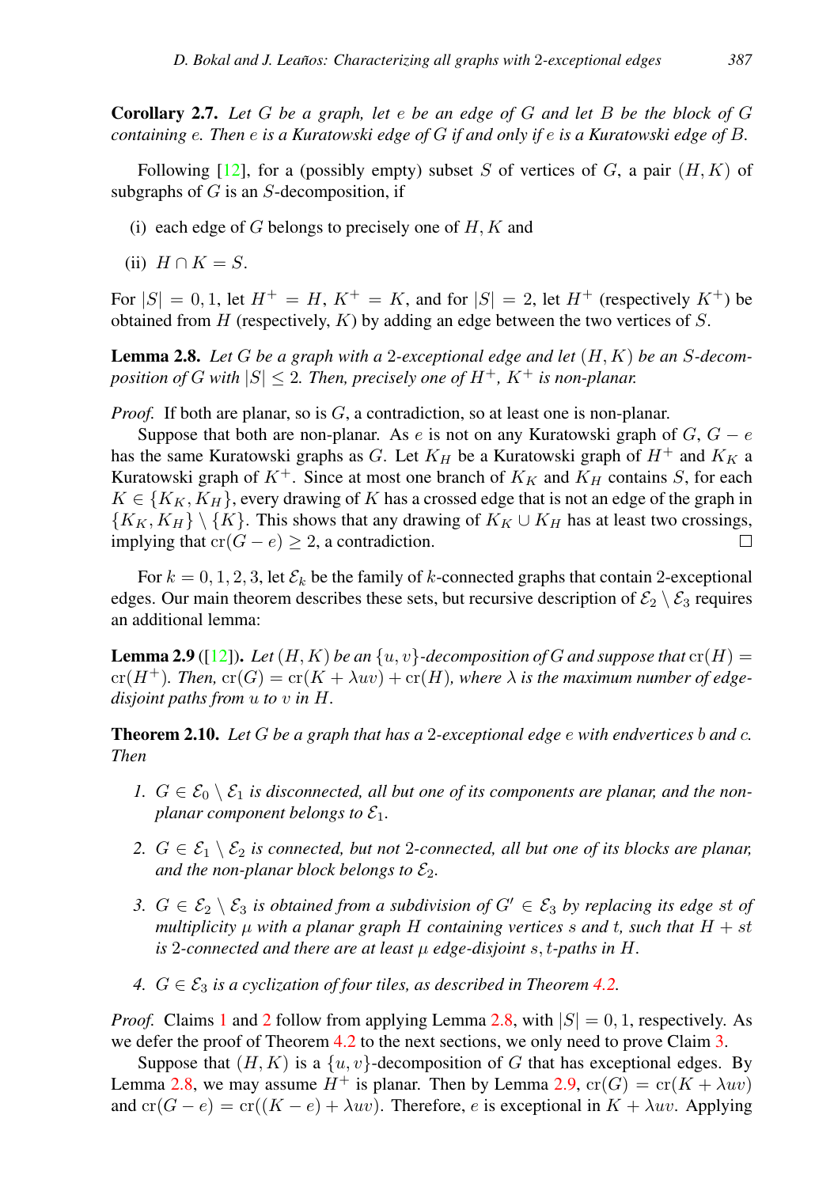**Corollary 2.7.** *Let $G$ be a graph, let $e$ be an edge of $G$ and let $B$ be the block of $G$ containing $e$. Then $e$ is a Kuratowski edge of $G$ if and only if $e$ is a Kuratowski edge of $B$.*

Following [12], for a (possibly empty) subset $S$ of vertices of $G$, a pair $(H, K)$ of subgraphs of $G$ is an $S$-decomposition, if

(i) each edge of $G$ belongs to precisely one of $H, K$ and

(ii) $H \cap K = S$.

For $|S| = 0, 1$, let $H^+ = H$, $K^+ = K$, and for $|S| = 2$, let $H^+$ (respectively $K^+$) be obtained from $H$ (respectively, $K$) by adding an edge between the two vertices of $S$.

**Lemma 2.8.** *Let $G$ be a graph with a 2-exceptional edge and let $(H, K)$ be an $S$-decomposition of $G$ with $|S| \leq 2$. Then, precisely one of $H^+$, $K^+$ is non-planar.*

*Proof.* If both are planar, so is $G$, a contradiction, so at least one is non-planar.

Suppose that both are non-planar. As $e$ is not on any Kuratowski graph of $G$, $G - e$ has the same Kuratowski graphs as $G$. Let $K_H$ be a Kuratowski graph of $H^+$ and $K_K$ a Kuratowski graph of $K^+$. Since at most one branch of $K_K$ and $K_H$ contains $S$, for each $K \in \{K_K, K_H\}$, every drawing of $K$ has a crossed edge that is not an edge of the graph in $\{K_K, K_H\} \setminus \{K\}$. This shows that any drawing of $K_K \cup K_H$ has at least two crossings, implying that $\mathrm{cr}(G - e) \geq 2$, a contradiction. $\square$

For $k = 0, 1, 2, 3$, let $\mathcal{E}_k$ be the family of $k$-connected graphs that contain 2-exceptional edges. Our main theorem describes these sets, but recursive description of $\mathcal{E}_2 \setminus \mathcal{E}_3$ requires an additional lemma:

**Lemma 2.9** ([12]). *Let $(H, K)$ be an $\{u, v\}$-decomposition of $G$ and suppose that $\mathrm{cr}(H) = \mathrm{cr}(H^+)$. Then, $\mathrm{cr}(G) = \mathrm{cr}(K + \lambda uv) + \mathrm{cr}(H)$, where $\lambda$ is the maximum number of edge-disjoint paths from $u$ to $v$ in $H$.*

**Theorem 2.10.** *Let $G$ be a graph that has a 2-exceptional edge $e$ with endvertices $b$ and $c$. Then*

1. *$G \in \mathcal{E}_0 \setminus \mathcal{E}_1$ is disconnected, all but one of its components are planar, and the non-planar component belongs to $\mathcal{E}_1$.*

2. *$G \in \mathcal{E}_1 \setminus \mathcal{E}_2$ is connected, but not 2-connected, all but one of its blocks are planar, and the non-planar block belongs to $\mathcal{E}_2$.*

3. *$G \in \mathcal{E}_2 \setminus \mathcal{E}_3$ is obtained from a subdivision of $G' \in \mathcal{E}_3$ by replacing its edge $st$ of multiplicity $\mu$ with a planar graph $H$ containing vertices $s$ and $t$, such that $H + st$ is 2-connected and there are at least $\mu$ edge-disjoint $s,t$-paths in $H$.*

4. *$G \in \mathcal{E}_3$ is a cyclization of four tiles, as described in Theorem 4.2.*

*Proof.* Claims 1 and 2 follow from applying Lemma 2.8, with $|S| = 0, 1$, respectively. As we defer the proof of Theorem 4.2 to the next sections, we only need to prove Claim 3.

Suppose that $(H, K)$ is a $\{u, v\}$-decomposition of $G$ that has exceptional edges. By Lemma 2.8, we may assume $H^+$ is planar. Then by Lemma 2.9, $\mathrm{cr}(G) = \mathrm{cr}(K + \lambda uv)$ and $\mathrm{cr}(G - e) = \mathrm{cr}((K - e) + \lambda uv)$. Therefore, $e$ is exceptional in $K + \lambda uv$. Applying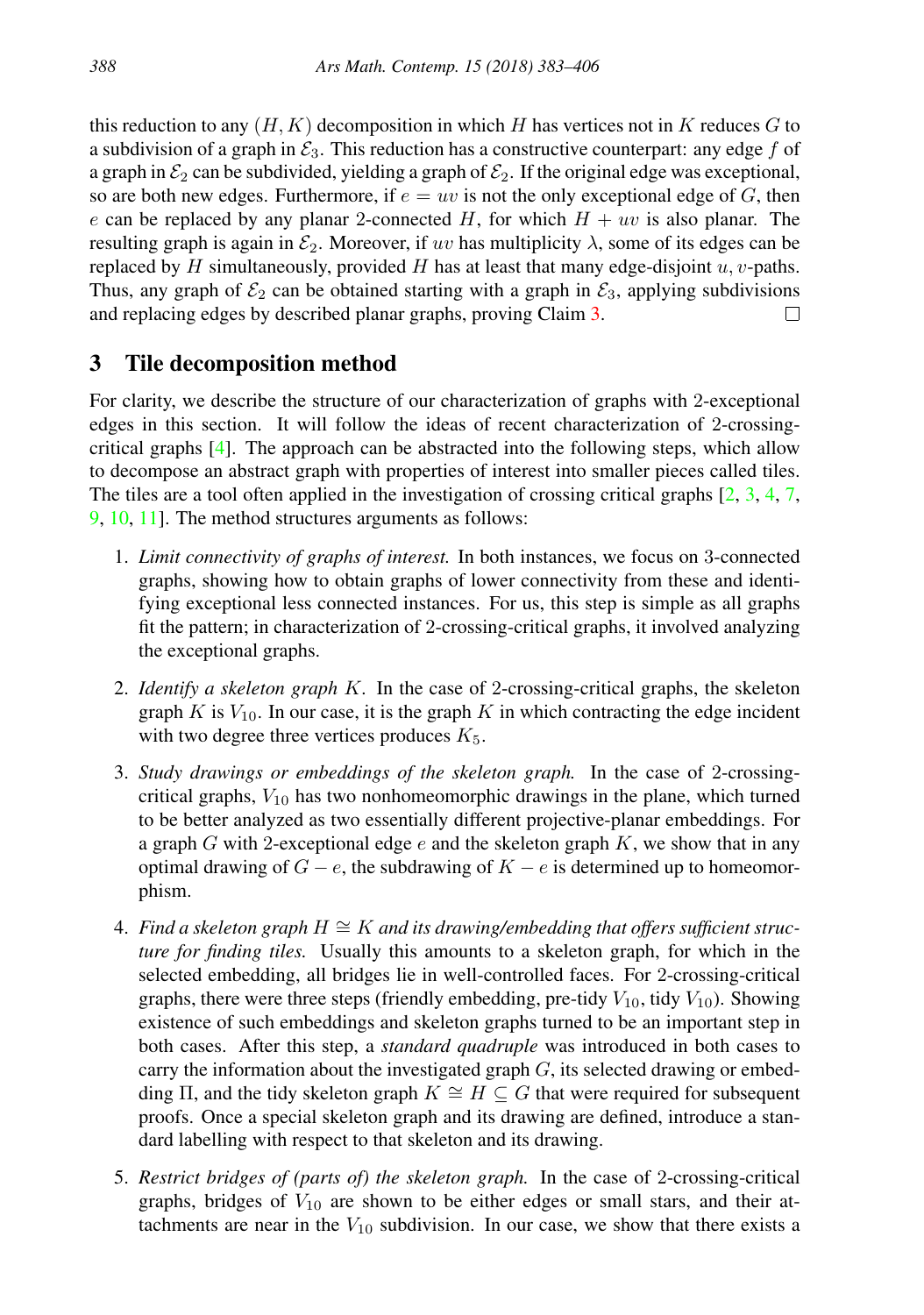this reduction to any $(H, K)$ decomposition in which $H$ has vertices not in $K$ reduces $G$ to a subdivision of a graph in $\mathcal{E}_3$. This reduction has a constructive counterpart: any edge $f$ of a graph in $\mathcal{E}_2$ can be subdivided, yielding a graph of $\mathcal{E}_2$. If the original edge was exceptional, so are both new edges. Furthermore, if $e = uv$ is not the only exceptional edge of $G$, then $e$ can be replaced by any planar 2-connected $H$, for which $H + uv$ is also planar. The resulting graph is again in $\mathcal{E}_2$. Moreover, if $uv$ has multiplicity $\lambda$, some of its edges can be replaced by $H$ simultaneously, provided $H$ has at least that many edge-disjoint $u, v$-paths. Thus, any graph of $\mathcal{E}_2$ can be obtained starting with a graph in $\mathcal{E}_3$, applying subdivisions and replacing edges by described planar graphs, proving Claim 3. □

## 3 Tile decomposition method

For clarity, we describe the structure of our characterization of graphs with 2-exceptional edges in this section. It will follow the ideas of recent characterization of 2-crossing-critical graphs [4]. The approach can be abstracted into the following steps, which allow to decompose an abstract graph with properties of interest into smaller pieces called tiles. The tiles are a tool often applied in the investigation of crossing critical graphs [2, 3, 4, 7, 9, 10, 11]. The method structures arguments as follows:

1. *Limit connectivity of graphs of interest.* In both instances, we focus on 3-connected graphs, showing how to obtain graphs of lower connectivity from these and identifying exceptional less connected instances. For us, this step is simple as all graphs fit the pattern; in characterization of 2-crossing-critical graphs, it involved analyzing the exceptional graphs.

2. *Identify a skeleton graph $K$.* In the case of 2-crossing-critical graphs, the skeleton graph $K$ is $V_{10}$. In our case, it is the graph $K$ in which contracting the edge incident with two degree three vertices produces $K_5$.

3. *Study drawings or embeddings of the skeleton graph.* In the case of 2-crossing-critical graphs, $V_{10}$ has two nonhomeomorphic drawings in the plane, which turned to be better analyzed as two essentially different projective-planar embeddings. For a graph $G$ with 2-exceptional edge $e$ and the skeleton graph $K$, we show that in any optimal drawing of $G - e$, the subdrawing of $K - e$ is determined up to homeomorphism.

4. *Find a skeleton graph $H \cong K$ and its drawing/embedding that offers sufficient structure for finding tiles.* Usually this amounts to a skeleton graph, for which in the selected embedding, all bridges lie in well-controlled faces. For 2-crossing-critical graphs, there were three steps (friendly embedding, pre-tidy $V_{10}$, tidy $V_{10}$). Showing existence of such embeddings and skeleton graphs turned to be an important step in both cases. After this step, a *standard quadruple* was introduced in both cases to carry the information about the investigated graph $G$, its selected drawing or embedding $\Pi$, and the tidy skeleton graph $K \cong H \subseteq G$ that were required for subsequent proofs. Once a special skeleton graph and its drawing are defined, introduce a standard labelling with respect to that skeleton and its drawing.

5. *Restrict bridges of (parts of) the skeleton graph.* In the case of 2-crossing-critical graphs, bridges of $V_{10}$ are shown to be either edges or small stars, and their attachments are near in the $V_{10}$ subdivision. In our case, we show that there exists a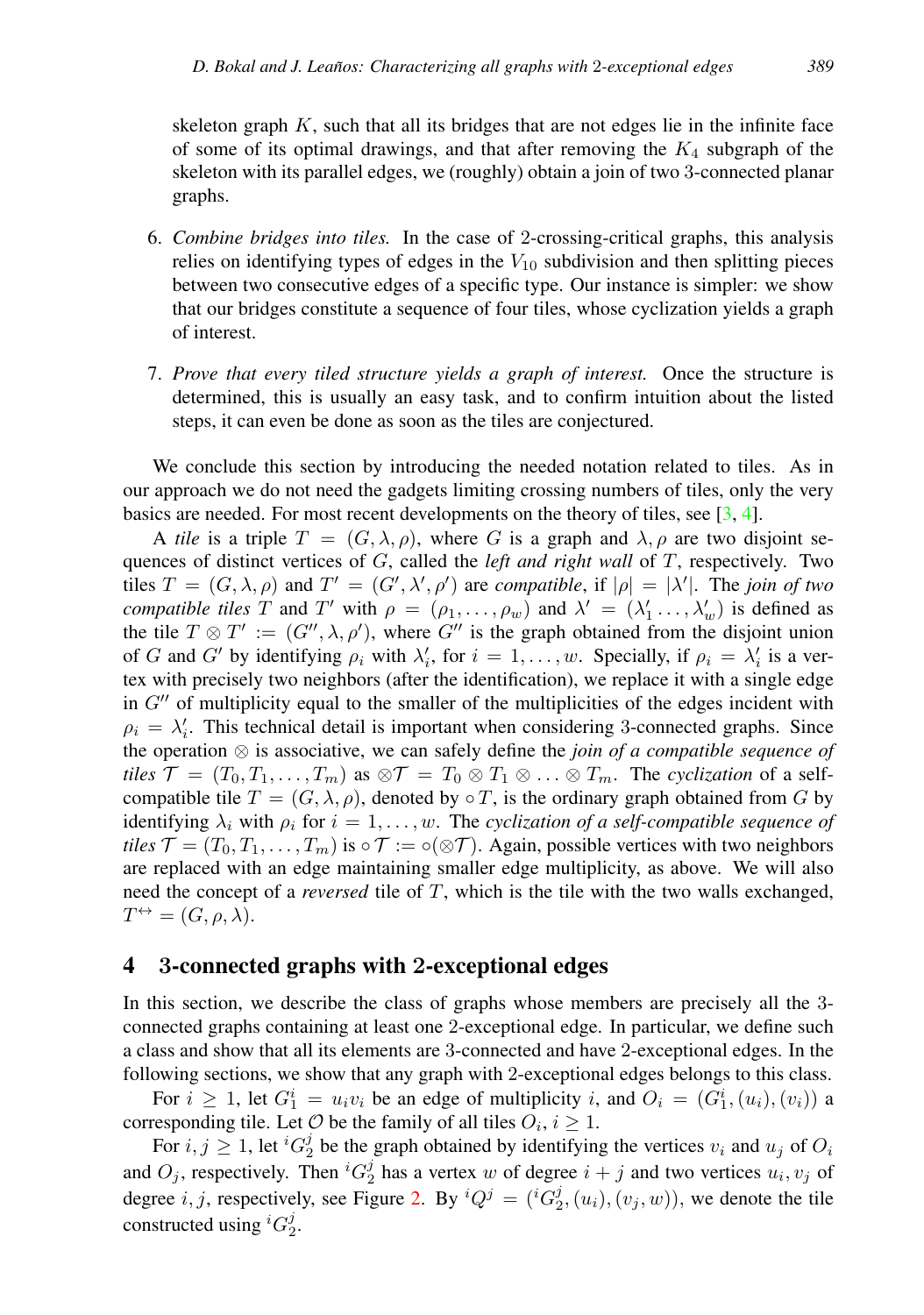skeleton graph $K$, such that all its bridges that are not edges lie in the infinite face of some of its optimal drawings, and that after removing the $K_4$ subgraph of the skeleton with its parallel edges, we (roughly) obtain a join of two 3-connected planar graphs.

6. *Combine bridges into tiles.* In the case of 2-crossing-critical graphs, this analysis relies on identifying types of edges in the $V_{10}$ subdivision and then splitting pieces between two consecutive edges of a specific type. Our instance is simpler: we show that our bridges constitute a sequence of four tiles, whose cyclization yields a graph of interest.

7. *Prove that every tiled structure yields a graph of interest.* Once the structure is determined, this is usually an easy task, and to confirm intuition about the listed steps, it can even be done as soon as the tiles are conjectured.

We conclude this section by introducing the needed notation related to tiles. As in our approach we do not need the gadgets limiting crossing numbers of tiles, only the very basics are needed. For most recent developments on the theory of tiles, see [3, 4].

A *tile* is a triple $T = (G, \lambda, \rho)$, where $G$ is a graph and $\lambda, \rho$ are two disjoint sequences of distinct vertices of $G$, called the *left and right wall* of $T$, respectively. Two tiles $T = (G, \lambda, \rho)$ and $T' = (G', \lambda', \rho')$ are *compatible*, if $|\rho| = |\lambda'|$. The *join of two compatible tiles* $T$ and $T'$ with $\rho = (\rho_1, \ldots, \rho_w)$ and $\lambda' = (\lambda'_1 \ldots, \lambda'_w)$ is defined as the tile $T \otimes T' := (G'', \lambda, \rho')$, where $G''$ is the graph obtained from the disjoint union of $G$ and $G'$ by identifying $\rho_i$ with $\lambda'_i$, for $i = 1, \ldots, w$. Specially, if $\rho_i = \lambda'_i$ is a vertex with precisely two neighbors (after the identification), we replace it with a single edge in $G''$ of multiplicity equal to the smaller of the multiplicities of the edges incident with $\rho_i = \lambda'_i$. This technical detail is important when considering 3-connected graphs. Since the operation $\otimes$ is associative, we can safely define the *join of a compatible sequence of tiles* $\mathcal{T} = (T_0, T_1, \ldots, T_m)$ as $\otimes\mathcal{T} = T_0 \otimes T_1 \otimes \ldots \otimes T_m$. The *cyclization* of a self-compatible tile $T = (G, \lambda, \rho)$, denoted by $\circ T$, is the ordinary graph obtained from $G$ by identifying $\lambda_i$ with $\rho_i$ for $i = 1, \ldots, w$. The *cyclization of a self-compatible sequence of tiles* $\mathcal{T} = (T_0, T_1, \ldots, T_m)$ is $\circ\mathcal{T} := \circ(\otimes\mathcal{T})$. Again, possible vertices with two neighbors are replaced with an edge maintaining smaller edge multiplicity, as above. We will also need the concept of a *reversed* tile of $T$, which is the tile with the two walls exchanged, $T^{\leftrightarrow} = (G, \rho, \lambda)$.

## 4 3-connected graphs with 2-exceptional edges

In this section, we describe the class of graphs whose members are precisely all the 3-connected graphs containing at least one 2-exceptional edge. In particular, we define such a class and show that all its elements are 3-connected and have 2-exceptional edges. In the following sections, we show that any graph with 2-exceptional edges belongs to this class.

For $i \geq 1$, let $G_1^i = u_i v_i$ be an edge of multiplicity $i$, and $O_i = (G_1^i, (u_i), (v_i))$ a corresponding tile. Let $\mathcal{O}$ be the family of all tiles $O_i$, $i \geq 1$.

For $i, j \geq 1$, let ${}^iG_2^j$ be the graph obtained by identifying the vertices $v_i$ and $u_j$ of $O_i$ and $O_j$, respectively. Then ${}^iG_2^j$ has a vertex $w$ of degree $i + j$ and two vertices $u_i, v_j$ of degree $i, j$, respectively, see Figure 2. By ${}^iQ^j = ({}^iG_2^j, (u_i), (v_j, w))$, we denote the tile constructed using ${}^iG_2^j$.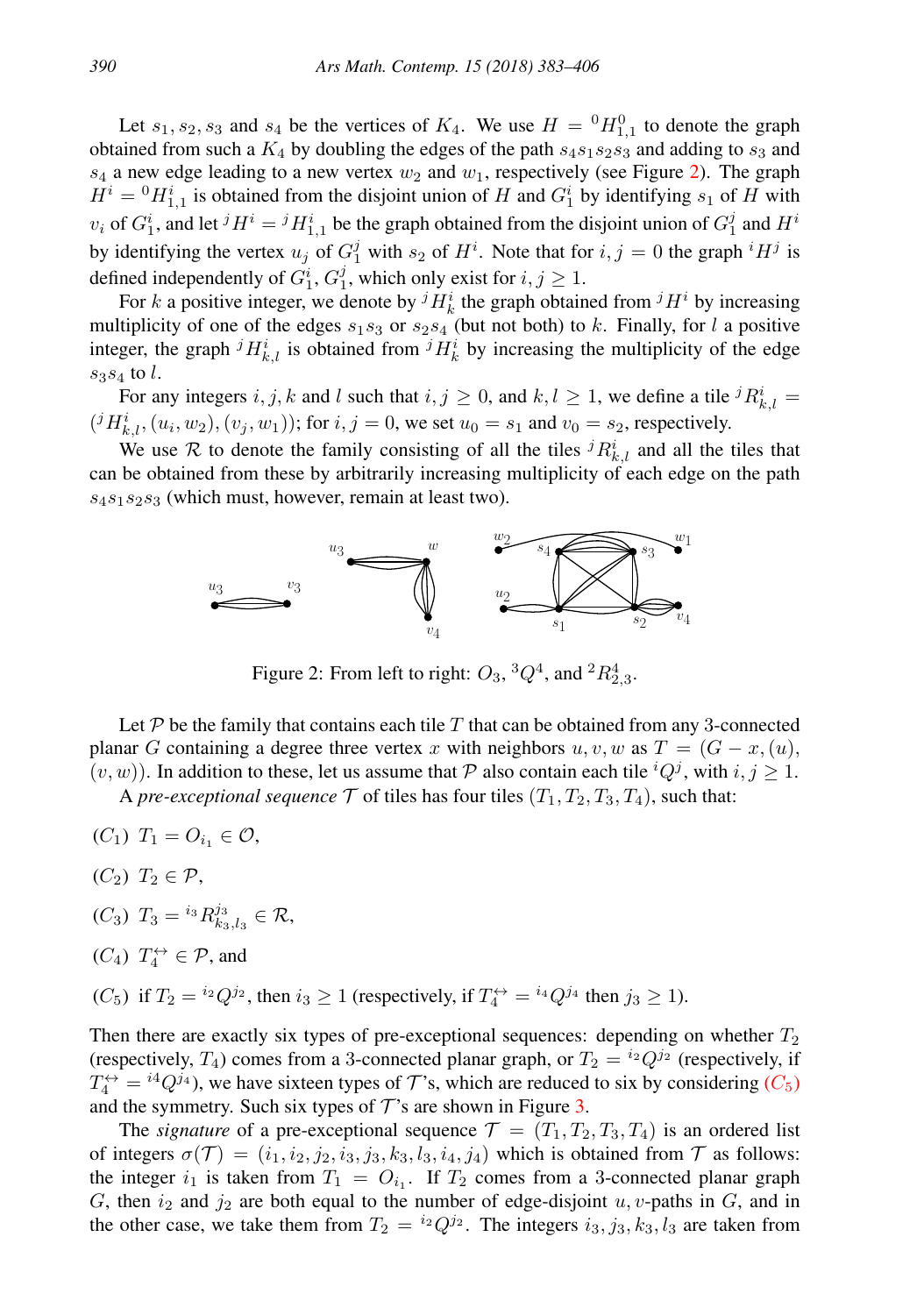Let $s_1, s_2, s_3$ and $s_4$ be the vertices of $K_4$. We use $H = {}^0H^0_{1,1}$ to denote the graph obtained from such a $K_4$ by doubling the edges of the path $s_4s_1s_2s_3$ and adding to $s_3$ and $s_4$ a new edge leading to a new vertex $w_2$ and $w_1$, respectively (see Figure 2). The graph $H^i = {}^0H^i_{1,1}$ is obtained from the disjoint union of $H$ and $G^i_1$ by identifying $s_1$ of $H$ with $v_i$ of $G^i_1$, and let ${}^jH^i = {}^jH^i_{1,1}$ be the graph obtained from the disjoint union of $G^j_1$ and $H^i$ by identifying the vertex $u_j$ of $G^j_1$ with $s_2$ of $H^i$. Note that for $i, j = 0$ the graph ${}^iH^j$ is defined independently of $G^i_1$, $G^j_1$, which only exist for $i, j \geq 1$.

For $k$ a positive integer, we denote by ${}^jH^i_k$ the graph obtained from ${}^jH^i$ by increasing multiplicity of one of the edges $s_1s_3$ or $s_2s_4$ (but not both) to $k$. Finally, for $l$ a positive integer, the graph ${}^jH^i_{k,l}$ is obtained from ${}^jH^i_k$ by increasing the multiplicity of the edge $s_3s_4$ to $l$.

For any integers $i, j, k$ and $l$ such that $i, j \geq 0$, and $k, l \geq 1$, we define a tile ${}^jR^i_{k,l} = ({}^jH^i_{k,l}, (u_i, w_2), (v_j, w_1))$; for $i, j = 0$, we set $u_0 = s_1$ and $v_0 = s_2$, respectively.

We use $\mathcal{R}$ to denote the family consisting of all the tiles ${}^jR^i_{k,l}$ and all the tiles that can be obtained from these by arbitrarily increasing multiplicity of each edge on the path $s_4s_1s_2s_3$ (which must, however, remain at least two).

Figure 2: From left to right: $O_3$, ${}^3Q^4$, and ${}^2R^4_{2,3}$.

Let $\mathcal{P}$ be the family that contains each tile $T$ that can be obtained from any 3-connected planar $G$ containing a degree three vertex $x$ with neighbors $u, v, w$ as $T = (G - x, (u), (v, w))$. In addition to these, let us assume that $\mathcal{P}$ also contain each tile ${}^iQ^j$, with $i, j \geq 1$.

A *pre-exceptional sequence* $\mathcal{T}$ of tiles has four tiles $(T_1, T_2, T_3, T_4)$, such that:

$(C_1)$ $T_1 = O_{i_1} \in \mathcal{O}$,

$(C_2)$ $T_2 \in \mathcal{P}$,

$(C_3)$ $T_3 = {}^{i_3}R^{j_3}_{k_3,l_3} \in \mathcal{R}$,

$(C_4)$ $T_4^{\leftrightarrow} \in \mathcal{P}$, and

$(C_5)$ if $T_2 = {}^{i_2}Q^{j_2}$, then $i_3 \geq 1$ (respectively, if $T_4^{\leftrightarrow} = {}^{i_4}Q^{j_4}$ then $j_3 \geq 1$).

Then there are exactly six types of pre-exceptional sequences: depending on whether $T_2$ (respectively, $T_4$) comes from a 3-connected planar graph, or $T_2 = {}^{i_2}Q^{j_2}$ (respectively, if $T_4^{\leftrightarrow} = {}^{i_4}Q^{j_4}$), we have sixteen types of $\mathcal{T}$'s, which are reduced to six by considering $(C_5)$ and the symmetry. Such six types of $\mathcal{T}$'s are shown in Figure 3.

The *signature* of a pre-exceptional sequence $\mathcal{T} = (T_1, T_2, T_3, T_4)$ is an ordered list of integers $\sigma(\mathcal{T}) = (i_1, i_2, j_2, i_3, j_3, k_3, l_3, i_4, j_4)$ which is obtained from $\mathcal{T}$ as follows: the integer $i_1$ is taken from $T_1 = O_{i_1}$. If $T_2$ comes from a 3-connected planar graph $G$, then $i_2$ and $j_2$ are both equal to the number of edge-disjoint $u, v$-paths in $G$, and in the other case, we take them from $T_2 = {}^{i_2}Q^{j_2}$. The integers $i_3, j_3, k_3, l_3$ are taken from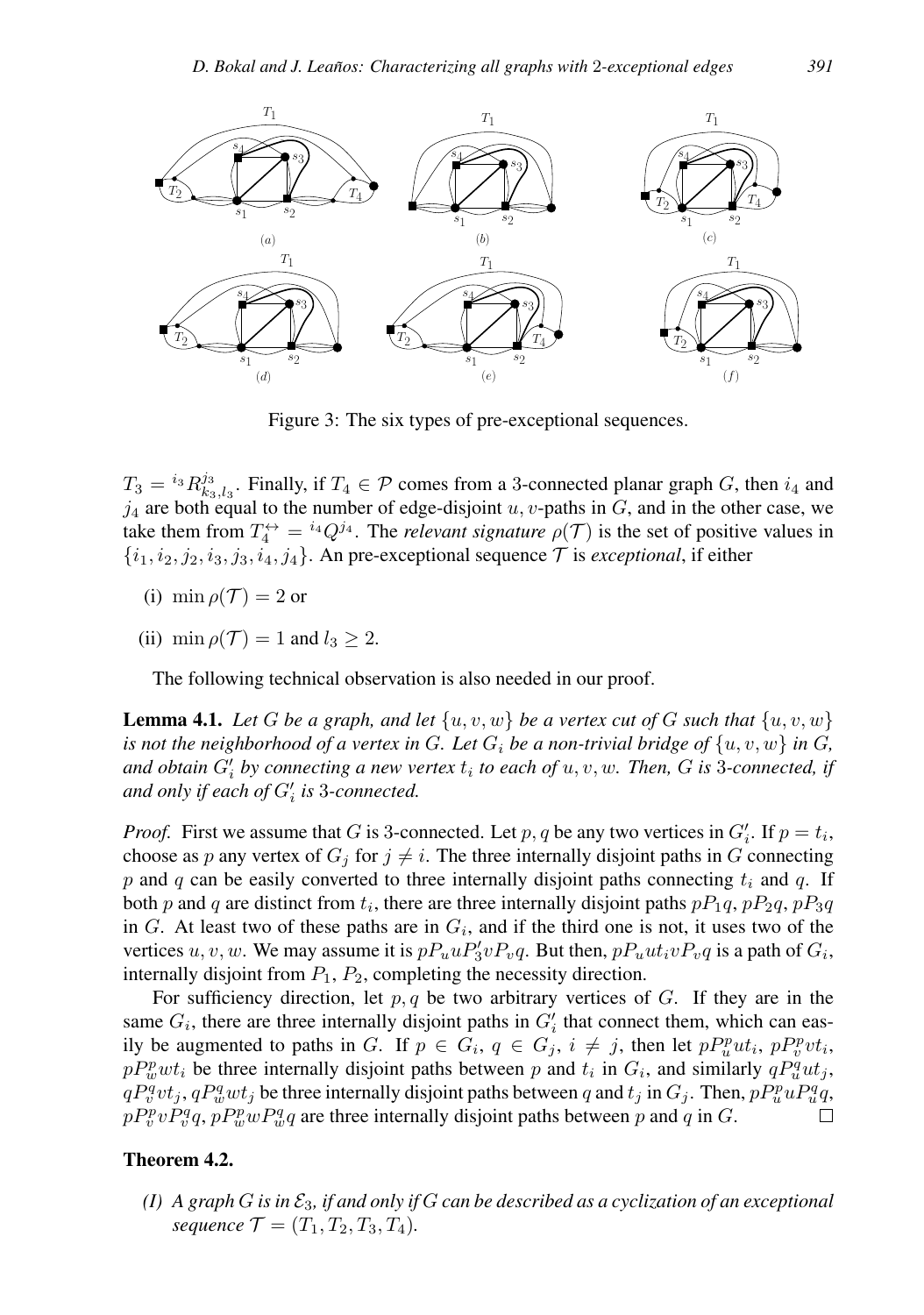Figure 3: The six types of pre-exceptional sequences.

$T_3 = {}^{i_3}R^{j_3}_{k_3,l_3}$. Finally, if $T_4 \in \mathcal{P}$ comes from a 3-connected planar graph $G$, then $i_4$ and $j_4$ are both equal to the number of edge-disjoint $u, v$-paths in $G$, and in the other case, we take them from $T_4^{\leftrightarrow} = {}^{i_4}Q^{j_4}$. The *relevant signature* $\rho(\mathcal{T})$ is the set of positive values in $\{i_1, i_2, j_2, i_3, j_3, i_4, j_4\}$. An pre-exceptional sequence $\mathcal{T}$ is *exceptional*, if either

(i) $\min \rho(\mathcal{T}) = 2$ or

(ii) $\min \rho(\mathcal{T}) = 1$ and $l_3 \geq 2$.

The following technical observation is also needed in our proof.

**Lemma 4.1.** *Let $G$ be a graph, and let $\{u, v, w\}$ be a vertex cut of $G$ such that $\{u, v, w\}$ is not the neighborhood of a vertex in $G$. Let $G_i$ be a non-trivial bridge of $\{u, v, w\}$ in $G$, and obtain $G'_i$ by connecting a new vertex $t_i$ to each of $u, v, w$. Then, $G$ is 3-connected, if and only if each of $G'_i$ is 3-connected.*

*Proof.* First we assume that $G$ is 3-connected. Let $p, q$ be any two vertices in $G'_i$. If $p = t_i$, choose as $p$ any vertex of $G_j$ for $j \neq i$. The three internally disjoint paths in $G$ connecting $p$ and $q$ can be easily converted to three internally disjoint paths connecting $t_i$ and $q$. If both $p$ and $q$ are distinct from $t_i$, there are three internally disjoint paths $pP_1q$, $pP_2q$, $pP_3q$ in $G$. At least two of these paths are in $G_i$, and if the third one is not, it uses two of the vertices $u, v, w$. We may assume it is $pP_uuP'_3vP_vq$. But then, $pP_uut_ivP_vq$ is a path of $G_i$, internally disjoint from $P_1$, $P_2$, completing the necessity direction.

For sufficiency direction, let $p, q$ be two arbitrary vertices of $G$. If they are in the same $G_i$, there are three internally disjoint paths in $G'_i$ that connect them, which can easily be augmented to paths in $G$. If $p \in G_i$, $q \in G_j$, $i \neq j$, then let $pP^p_uut_i$, $pP^p_vvt_i$, $pP^p_wwt_i$ be three internally disjoint paths between $p$ and $t_i$ in $G_i$, and similarly $qP^q_uut_j$, $qP^q_vvt_j$, $qP^q_wwt_j$ be three internally disjoint paths between $q$ and $t_j$ in $G_j$. Then, $pP^p_uuP^q_uq$, $pP^p_vvP^q_vq$, $pP^p_wwP^q_wq$ are three internally disjoint paths between $p$ and $q$ in $G$. $\square$

**Theorem 4.2.**

*(I) A graph $G$ is in $\mathcal{E}_3$, if and only if $G$ can be described as a cyclization of an exceptional sequence $\mathcal{T} = (T_1, T_2, T_3, T_4)$.*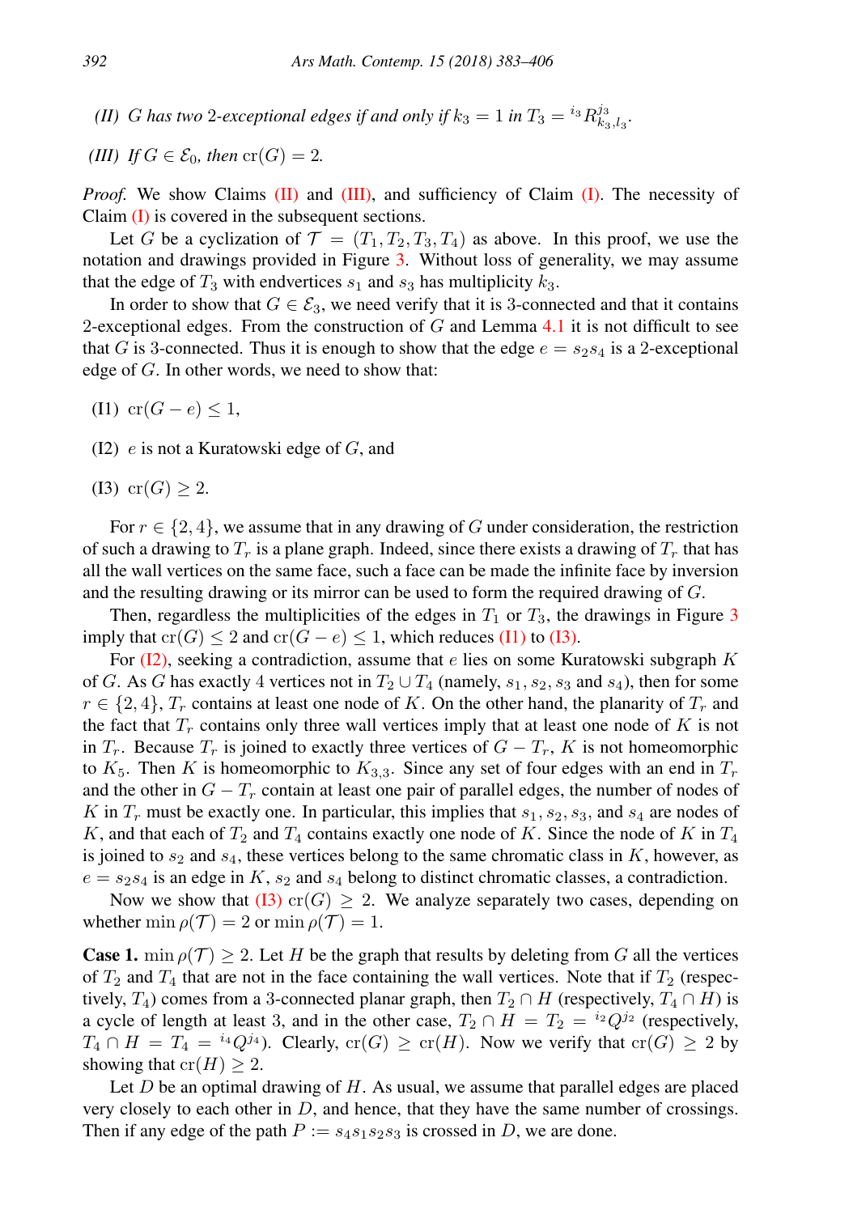*(II) $G$ has two 2-exceptional edges if and only if $k_3 = 1$ in $T_3 = {}^{i_3}R^{j_3}_{k_3,l_3}$.*

*(III) If $G \in \mathcal{E}_0$, then $\operatorname{cr}(G) = 2$.*

*Proof.* We show Claims (II) and (III), and sufficiency of Claim (I). The necessity of Claim (I) is covered in the subsequent sections.

Let $G$ be a cyclization of $\mathcal{T} = (T_1, T_2, T_3, T_4)$ as above. In this proof, we use the notation and drawings provided in Figure 3. Without loss of generality, we may assume that the edge of $T_3$ with endvertices $s_1$ and $s_3$ has multiplicity $k_3$.

In order to show that $G \in \mathcal{E}_3$, we need verify that it is 3-connected and that it contains 2-exceptional edges. From the construction of $G$ and Lemma 4.1 it is not difficult to see that $G$ is 3-connected. Thus it is enough to show that the edge $e = s_2s_4$ is a 2-exceptional edge of $G$. In other words, we need to show that:

(I1) $\operatorname{cr}(G - e) \leq 1$,

(I2) $e$ is not a Kuratowski edge of $G$, and

(I3) $\operatorname{cr}(G) \geq 2$.

For $r \in \{2, 4\}$, we assume that in any drawing of $G$ under consideration, the restriction of such a drawing to $T_r$ is a plane graph. Indeed, since there exists a drawing of $T_r$ that has all the wall vertices on the same face, such a face can be made the infinite face by inversion and the resulting drawing or its mirror can be used to form the required drawing of $G$.

Then, regardless the multiplicities of the edges in $T_1$ or $T_3$, the drawings in Figure 3 imply that $\operatorname{cr}(G) \leq 2$ and $\operatorname{cr}(G - e) \leq 1$, which reduces (I1) to (I3).

For (I2), seeking a contradiction, assume that $e$ lies on some Kuratowski subgraph $K$ of $G$. As $G$ has exactly 4 vertices not in $T_2 \cup T_4$ (namely, $s_1, s_2, s_3$ and $s_4$), then for some $r \in \{2, 4\}$, $T_r$ contains at least one node of $K$. On the other hand, the planarity of $T_r$ and the fact that $T_r$ contains only three wall vertices imply that at least one node of $K$ is not in $T_r$. Because $T_r$ is joined to exactly three vertices of $G - T_r$, $K$ is not homeomorphic to $K_5$. Then $K$ is homeomorphic to $K_{3,3}$. Since any set of four edges with an end in $T_r$ and the other in $G - T_r$ contain at least one pair of parallel edges, the number of nodes of $K$ in $T_r$ must be exactly one. In particular, this implies that $s_1, s_2, s_3$, and $s_4$ are nodes of $K$, and that each of $T_2$ and $T_4$ contains exactly one node of $K$. Since the node of $K$ in $T_4$ is joined to $s_2$ and $s_4$, these vertices belong to the same chromatic class in $K$, however, as $e = s_2s_4$ is an edge in $K$, $s_2$ and $s_4$ belong to distinct chromatic classes, a contradiction.

Now we show that (I3) $\operatorname{cr}(G) \geq 2$. We analyze separately two cases, depending on whether $\min \rho(\mathcal{T}) = 2$ or $\min \rho(\mathcal{T}) = 1$.

**Case 1.** $\min \rho(\mathcal{T}) \geq 2$. Let $H$ be the graph that results by deleting from $G$ all the vertices of $T_2$ and $T_4$ that are not in the face containing the wall vertices. Note that if $T_2$ (respectively, $T_4$) comes from a 3-connected planar graph, then $T_2 \cap H$ (respectively, $T_4 \cap H$) is a cycle of length at least 3, and in the other case, $T_2 \cap H = T_2 = {}^{i_2}Q^{j_2}$ (respectively, $T_4 \cap H = T_4 = {}^{i_4}Q^{j_4}$). Clearly, $\operatorname{cr}(G) \geq \operatorname{cr}(H)$. Now we verify that $\operatorname{cr}(G) \geq 2$ by showing that $\operatorname{cr}(H) \geq 2$.

Let $D$ be an optimal drawing of $H$. As usual, we assume that parallel edges are placed very closely to each other in $D$, and hence, that they have the same number of crossings. Then if any edge of the path $P := s_4s_1s_2s_3$ is crossed in $D$, we are done.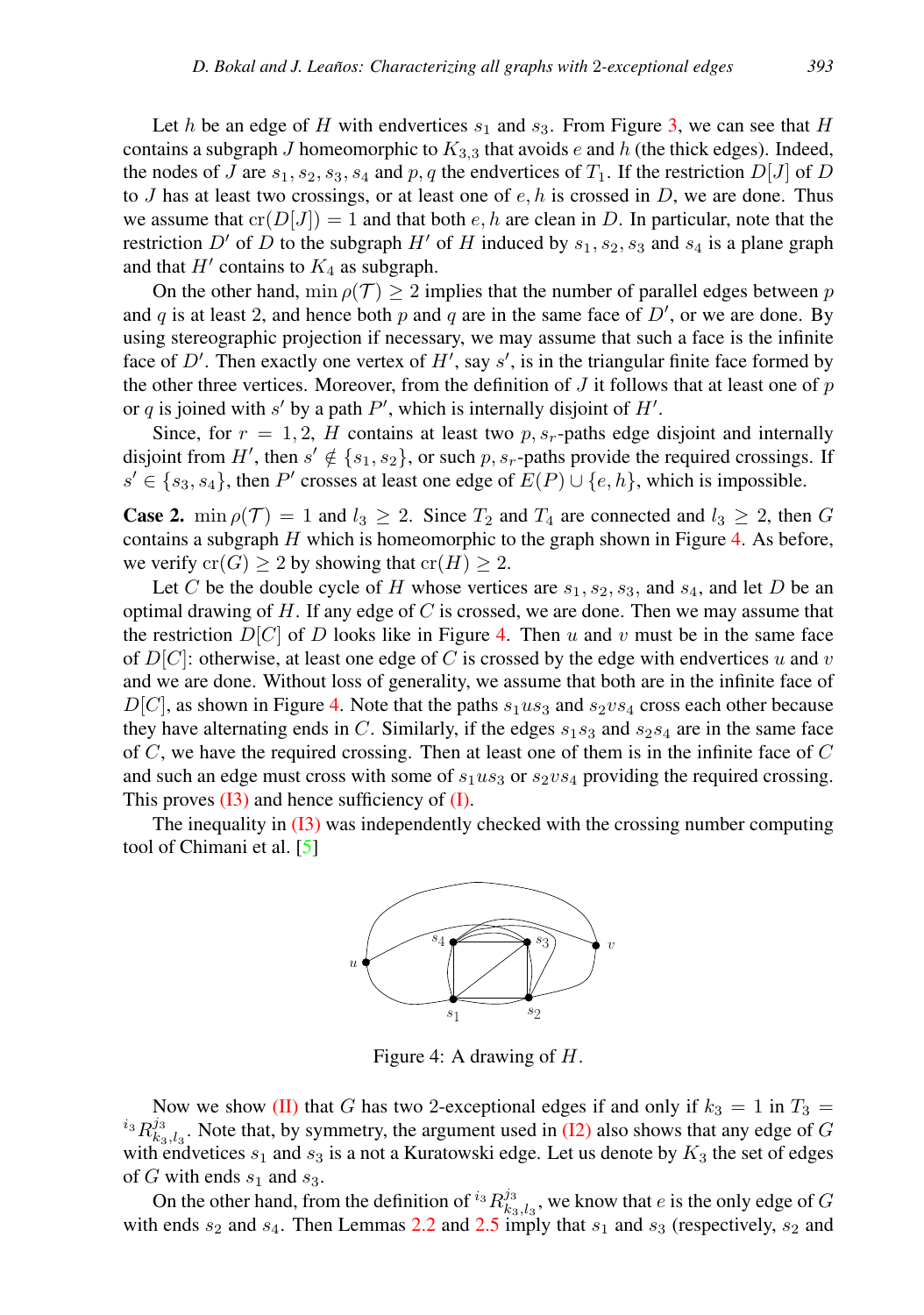Let $h$ be an edge of $H$ with endvertices $s_1$ and $s_3$. From Figure 3, we can see that $H$ contains a subgraph $J$ homeomorphic to $K_{3,3}$ that avoids $e$ and $h$ (the thick edges). Indeed, the nodes of $J$ are $s_1, s_2, s_3, s_4$ and $p, q$ the endvertices of $T_1$. If the restriction $D[J]$ of $D$ to $J$ has at least two crossings, or at least one of $e, h$ is crossed in $D$, we are done. Thus we assume that $\mathrm{cr}(D[J]) = 1$ and that both $e, h$ are clean in $D$. In particular, note that the restriction $D'$ of $D$ to the subgraph $H'$ of $H$ induced by $s_1, s_2, s_3$ and $s_4$ is a plane graph and that $H'$ contains to $K_4$ as subgraph.

On the other hand, $\min \rho(\mathcal{T}) \geq 2$ implies that the number of parallel edges between $p$ and $q$ is at least 2, and hence both $p$ and $q$ are in the same face of $D'$, or we are done. By using stereographic projection if necessary, we may assume that such a face is the infinite face of $D'$. Then exactly one vertex of $H'$, say $s'$, is in the triangular finite face formed by the other three vertices. Moreover, from the definition of $J$ it follows that at least one of $p$ or $q$ is joined with $s'$ by a path $P'$, which is internally disjoint of $H'$.

Since, for $r = 1, 2$, $H$ contains at least two $p, s_r$-paths edge disjoint and internally disjoint from $H'$, then $s' \notin \{s_1, s_2\}$, or such $p, s_r$-paths provide the required crossings. If $s' \in \{s_3, s_4\}$, then $P'$ crosses at least one edge of $E(P) \cup \{e, h\}$, which is impossible.

**Case 2.** $\min \rho(\mathcal{T}) = 1$ and $l_3 \geq 2$. Since $T_2$ and $T_4$ are connected and $l_3 \geq 2$, then $G$ contains a subgraph $H$ which is homeomorphic to the graph shown in Figure 4. As before, we verify $\mathrm{cr}(G) \geq 2$ by showing that $\mathrm{cr}(H) \geq 2$.

Let $C$ be the double cycle of $H$ whose vertices are $s_1, s_2, s_3$, and $s_4$, and let $D$ be an optimal drawing of $H$. If any edge of $C$ is crossed, we are done. Then we may assume that the restriction $D[C]$ of $D$ looks like in Figure 4. Then $u$ and $v$ must be in the same face of $D[C]$: otherwise, at least one edge of $C$ is crossed by the edge with endvertices $u$ and $v$ and we are done. Without loss of generality, we assume that both are in the infinite face of $D[C]$, as shown in Figure 4. Note that the paths $s_1us_3$ and $s_2vs_4$ cross each other because they have alternating ends in $C$. Similarly, if the edges $s_1s_3$ and $s_2s_4$ are in the same face of $C$, we have the required crossing. Then at least one of them is in the infinite face of $C$ and such an edge must cross with some of $s_1us_3$ or $s_2vs_4$ providing the required crossing. This proves (I3) and hence sufficiency of (I).

The inequality in (I3) was independently checked with the crossing number computing tool of Chimani et al. [5]

Figure 4: A drawing of $H$.

Now we show (II) that $G$ has two 2-exceptional edges if and only if $k_3 = 1$ in $T_3 = {}^{i_3}R^{j_3}_{k_3,l_3}$. Note that, by symmetry, the argument used in (I2) also shows that any edge of $G$ with endvetices $s_1$ and $s_3$ is a not a Kuratowski edge. Let us denote by $K_3$ the set of edges of $G$ with ends $s_1$ and $s_3$.

On the other hand, from the definition of ${}^{i_3}R^{j_3}_{k_3,l_3}$, we know that $e$ is the only edge of $G$ with ends $s_2$ and $s_4$. Then Lemmas 2.2 and 2.5 imply that $s_1$ and $s_3$ (respectively, $s_2$ and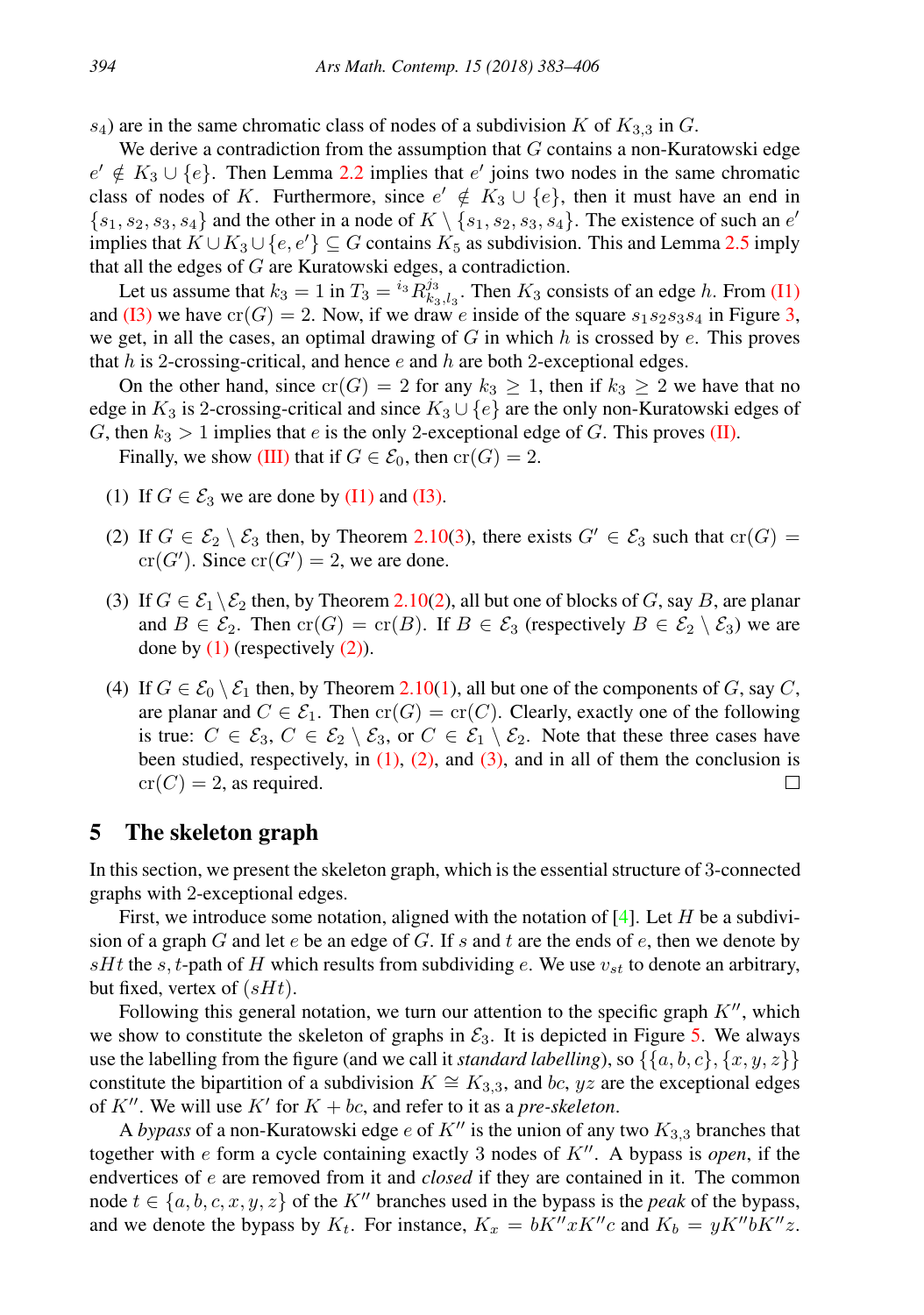$s_4$) are in the same chromatic class of nodes of a subdivision $K$ of $K_{3,3}$ in $G$.

We derive a contradiction from the assumption that $G$ contains a non-Kuratowski edge $e' \notin K_3 \cup \{e\}$. Then Lemma 2.2 implies that $e'$ joins two nodes in the same chromatic class of nodes of $K$. Furthermore, since $e' \notin K_3 \cup \{e\}$, then it must have an end in $\{s_1, s_2, s_3, s_4\}$ and the other in a node of $K \setminus \{s_1, s_2, s_3, s_4\}$. The existence of such an $e'$ implies that $K \cup K_3 \cup \{e, e'\} \subseteq G$ contains $K_5$ as subdivision. This and Lemma 2.5 imply that all the edges of $G$ are Kuratowski edges, a contradiction.

Let us assume that $k_3 = 1$ in $T_3 = {}^{i_3}R^{j_3}_{k_3,l_3}$. Then $K_3$ consists of an edge $h$. From (I1) and (I3) we have $\operatorname{cr}(G) = 2$. Now, if we draw $e$ inside of the square $s_1s_2s_3s_4$ in Figure 3, we get, in all the cases, an optimal drawing of $G$ in which $h$ is crossed by $e$. This proves that $h$ is 2-crossing-critical, and hence $e$ and $h$ are both 2-exceptional edges.

On the other hand, since $\operatorname{cr}(G) = 2$ for any $k_3 \geq 1$, then if $k_3 \geq 2$ we have that no edge in $K_3$ is 2-crossing-critical and since $K_3 \cup \{e\}$ are the only non-Kuratowski edges of $G$, then $k_3 > 1$ implies that $e$ is the only 2-exceptional edge of $G$. This proves (II).

Finally, we show (III) that if $G \in \mathcal{E}_0$, then $\operatorname{cr}(G) = 2$.

(1) If $G \in \mathcal{E}_3$ we are done by (I1) and (I3).

(2) If $G \in \mathcal{E}_2 \setminus \mathcal{E}_3$ then, by Theorem 2.10(3), there exists $G' \in \mathcal{E}_3$ such that $\operatorname{cr}(G) = \operatorname{cr}(G')$. Since $\operatorname{cr}(G') = 2$, we are done.

(3) If $G \in \mathcal{E}_1 \setminus \mathcal{E}_2$ then, by Theorem 2.10(2), all but one of blocks of $G$, say $B$, are planar and $B \in \mathcal{E}_2$. Then $\operatorname{cr}(G) = \operatorname{cr}(B)$. If $B \in \mathcal{E}_3$ (respectively $B \in \mathcal{E}_2 \setminus \mathcal{E}_3$) we are done by (1) (respectively (2)).

(4) If $G \in \mathcal{E}_0 \setminus \mathcal{E}_1$ then, by Theorem 2.10(1), all but one of the components of $G$, say $C$, are planar and $C \in \mathcal{E}_1$. Then $\operatorname{cr}(G) = \operatorname{cr}(C)$. Clearly, exactly one of the following is true: $C \in \mathcal{E}_3$, $C \in \mathcal{E}_2 \setminus \mathcal{E}_3$, or $C \in \mathcal{E}_1 \setminus \mathcal{E}_2$. Note that these three cases have been studied, respectively, in (1), (2), and (3), and in all of them the conclusion is $\operatorname{cr}(C) = 2$, as required. □

## 5 The skeleton graph

In this section, we present the skeleton graph, which is the essential structure of 3-connected graphs with 2-exceptional edges.

First, we introduce some notation, aligned with the notation of [4]. Let $H$ be a subdivision of a graph $G$ and let $e$ be an edge of $G$. If $s$ and $t$ are the ends of $e$, then we denote by $sHt$ the $s,t$-path of $H$ which results from subdividing $e$. We use $v_{st}$ to denote an arbitrary, but fixed, vertex of $(sHt)$.

Following this general notation, we turn our attention to the specific graph $K''$, which we show to constitute the skeleton of graphs in $\mathcal{E}_3$. It is depicted in Figure 5. We always use the labelling from the figure (and we call it *standard labelling*), so $\{\{a, b, c\}, \{x, y, z\}\}$ constitute the bipartition of a subdivision $K \cong K_{3,3}$, and $bc$, $yz$ are the exceptional edges of $K''$. We will use $K'$ for $K + bc$, and refer to it as a *pre-skeleton*.

A *bypass* of a non-Kuratowski edge $e$ of $K''$ is the union of any two $K_{3,3}$ branches that together with $e$ form a cycle containing exactly 3 nodes of $K''$. A bypass is *open*, if the endvertices of $e$ are removed from it and *closed* if they are contained in it. The common node $t \in \{a, b, c, x, y, z\}$ of the $K''$ branches used in the bypass is the *peak* of the bypass, and we denote the bypass by $K_t$. For instance, $K_x = bK''xK''c$ and $K_b = yK''bK''z$.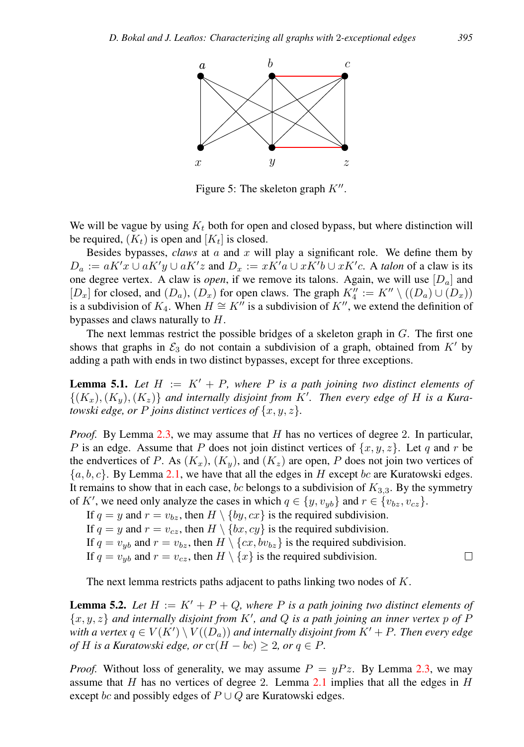Figure 5: The skeleton graph $K''$.

We will be vague by using $K_t$ both for open and closed bypass, but where distinction will be required, $(K_t)$ is open and $[K_t]$ is closed.

Besides bypasses, *claws* at $a$ and $x$ will play a significant role. We define them by $D_a := aK'x \cup aK'y \cup aK'z$ and $D_x := xK'a \cup xK'b \cup xK'c$. A *talon* of a claw is its one degree vertex. A claw is *open*, if we remove its talons. Again, we will use $[D_a]$ and $[D_x]$ for closed, and $(D_a)$, $(D_x)$ for open claws. The graph $K''_4 := K'' \setminus ((D_a) \cup (D_x))$ is a subdivision of $K_4$. When $H \cong K''$ is a subdivision of $K''$, we extend the definition of bypasses and claws naturally to $H$.

The next lemmas restrict the possible bridges of a skeleton graph in $G$. The first one shows that graphs in $\mathcal{E}_3$ do not contain a subdivision of a graph, obtained from $K'$ by adding a path with ends in two distinct bypasses, except for three exceptions.

**Lemma 5.1.** *Let $H := K' + P$, where $P$ is a path joining two distinct elements of $\{(K_x), (K_y), (K_z)\}$ and internally disjoint from $K'$. Then every edge of $H$ is a Kuratowski edge, or $P$ joins distinct vertices of $\{x, y, z\}$.*

*Proof.* By Lemma 2.3, we may assume that $H$ has no vertices of degree 2. In particular, $P$ is an edge. Assume that $P$ does not join distinct vertices of $\{x, y, z\}$. Let $q$ and $r$ be the endvertices of $P$. As $(K_x)$, $(K_y)$, and $(K_z)$ are open, $P$ does not join two vertices of $\{a, b, c\}$. By Lemma 2.1, we have that all the edges in $H$ except $bc$ are Kuratowski edges. It remains to show that in each case, $bc$ belongs to a subdivision of $K_{3,3}$. By the symmetry of $K'$, we need only analyze the cases in which $q \in \{y, v_{yb}\}$ and $r \in \{v_{bz}, v_{cz}\}$.

If $q = y$ and $r = v_{bz}$, then $H \setminus \{by, cx\}$ is the required subdivision.
If $q = y$ and $r = v_{cz}$, then $H \setminus \{bx, cy\}$ is the required subdivision.
If $q = v_{yb}$ and $r = v_{bz}$, then $H \setminus \{cx, bv_{bz}\}$ is the required subdivision.
If $q = v_{yb}$ and $r = v_{cz}$, then $H \setminus \{x\}$ is the required subdivision. □

The next lemma restricts paths adjacent to paths linking two nodes of $K$.

**Lemma 5.2.** *Let $H := K' + P + Q$, where $P$ is a path joining two distinct elements of $\{x, y, z\}$ and internally disjoint from $K'$, and $Q$ is a path joining an inner vertex $p$ of $P$ with a vertex $q \in V(K') \setminus V((D_a))$ and internally disjoint from $K' + P$. Then every edge of $H$ is a Kuratowski edge, or $\operatorname{cr}(H - bc) \geq 2$, or $q \in P$.*

*Proof.* Without loss of generality, we may assume $P = yPz$. By Lemma 2.3, we may assume that $H$ has no vertices of degree 2. Lemma 2.1 implies that all the edges in $H$ except $bc$ and possibly edges of $P \cup Q$ are Kuratowski edges.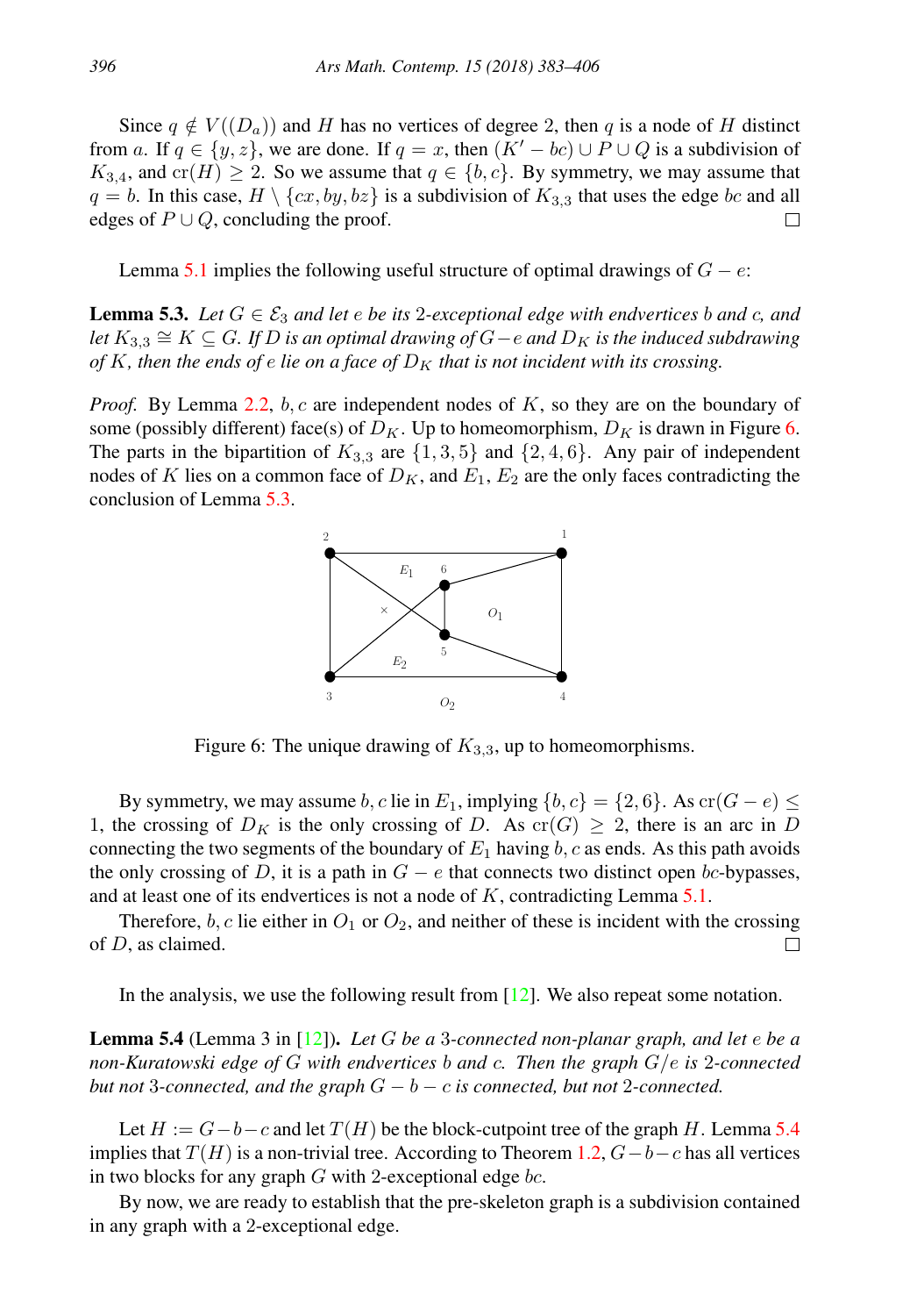Since $q \notin V((D_a))$ and $H$ has no vertices of degree 2, then $q$ is a node of $H$ distinct from $a$. If $q \in \{y, z\}$, we are done. If $q = x$, then $(K' - bc) \cup P \cup Q$ is a subdivision of $K_{3,4}$, and $\mathrm{cr}(H) \geq 2$. So we assume that $q \in \{b, c\}$. By symmetry, we may assume that $q = b$. In this case, $H \setminus \{cx, by, bz\}$ is a subdivision of $K_{3,3}$ that uses the edge $bc$ and all edges of $P \cup Q$, concluding the proof. □

Lemma 5.1 implies the following useful structure of optimal drawings of $G - e$:

**Lemma 5.3.** *Let $G \in \mathcal{E}_3$ and let $e$ be its 2-exceptional edge with endvertices $b$ and $c$, and let $K_{3,3} \cong K \subseteq G$. If $D$ is an optimal drawing of $G - e$ and $D_K$ is the induced subdrawing of $K$, then the ends of $e$ lie on a face of $D_K$ that is not incident with its crossing.*

*Proof.* By Lemma 2.2, $b, c$ are independent nodes of $K$, so they are on the boundary of some (possibly different) face(s) of $D_K$. Up to homeomorphism, $D_K$ is drawn in Figure 6. The parts in the bipartition of $K_{3,3}$ are $\{1, 3, 5\}$ and $\{2, 4, 6\}$. Any pair of independent nodes of $K$ lies on a common face of $D_K$, and $E_1, E_2$ are the only faces contradicting the conclusion of Lemma 5.3.

Figure 6: The unique drawing of $K_{3,3}$, up to homeomorphisms.

By symmetry, we may assume $b, c$ lie in $E_1$, implying $\{b, c\} = \{2, 6\}$. As $\mathrm{cr}(G - e) \leq 1$, the crossing of $D_K$ is the only crossing of $D$. As $\mathrm{cr}(G) \geq 2$, there is an arc in $D$ connecting the two segments of the boundary of $E_1$ having $b, c$ as ends. As this path avoids the only crossing of $D$, it is a path in $G - e$ that connects two distinct open $bc$-bypasses, and at least one of its endvertices is not a node of $K$, contradicting Lemma 5.1.

Therefore, $b, c$ lie either in $O_1$ or $O_2$, and neither of these is incident with the crossing of $D$, as claimed. □

In the analysis, we use the following result from [12]. We also repeat some notation.

**Lemma 5.4** (Lemma 3 in [12])**.** *Let $G$ be a 3-connected non-planar graph, and let $e$ be a non-Kuratowski edge of $G$ with endvertices $b$ and $c$. Then the graph $G/e$ is 2-connected but not 3-connected, and the graph $G - b - c$ is connected, but not 2-connected.*

Let $H := G - b - c$ and let $T(H)$ be the block-cutpoint tree of the graph $H$. Lemma 5.4 implies that $T(H)$ is a non-trivial tree. According to Theorem 1.2, $G - b - c$ has all vertices in two blocks for any graph $G$ with 2-exceptional edge $bc$.

By now, we are ready to establish that the pre-skeleton graph is a subdivision contained in any graph with a 2-exceptional edge.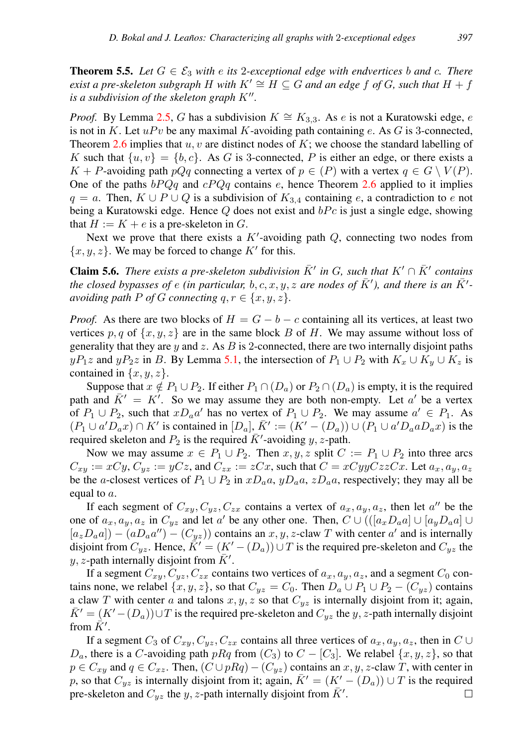**Theorem 5.5.** *Let $G \in \mathcal{E}_3$ with $e$ its 2-exceptional edge with endvertices $b$ and $c$. There exist a pre-skeleton subgraph $H$ with $K' \cong H \subseteq G$ and an edge $f$ of $G$, such that $H + f$ is a subdivision of the skeleton graph $K''$.*

*Proof.* By Lemma 2.5, $G$ has a subdivision $K \cong K_{3,3}$. As $e$ is not a Kuratowski edge, $e$ is not in $K$. Let $uPv$ be any maximal $K$-avoiding path containing $e$. As $G$ is 3-connected, Theorem 2.6 implies that $u, v$ are distinct nodes of $K$; we choose the standard labelling of $K$ such that $\{u, v\} = \{b, c\}$. As $G$ is 3-connected, $P$ is either an edge, or there exists a $K + P$-avoiding path $pQq$ connecting a vertex of $p \in (P)$ with a vertex $q \in G \setminus V(P)$. One of the paths $bPQq$ and $cPQq$ contains $e$, hence Theorem 2.6 applied to it implies $q = a$. Then, $K \cup P \cup Q$ is a subdivision of $K_{3,4}$ containing $e$, a contradiction to $e$ not being a Kuratowski edge. Hence $Q$ does not exist and $bPc$ is just a single edge, showing that $H := K + e$ is a pre-skeleton in $G$.

Next we prove that there exists a $K'$-avoiding path $Q$, connecting two nodes from $\{x, y, z\}$. We may be forced to change $K'$ for this.

**Claim 5.6.** *There exists a pre-skeleton subdivision $\bar{K}'$ in $G$, such that $K' \cap \bar{K}'$ contains the closed bypasses of $e$ (in particular, $b, c, x, y, z$ are nodes of $\bar{K}'$), and there is an $\bar{K}'$-avoiding path $P$ of $G$ connecting $q, r \in \{x, y, z\}$.*

*Proof.* As there are two blocks of $H = G - b - c$ containing all its vertices, at least two vertices $p, q$ of $\{x, y, z\}$ are in the same block $B$ of $H$. We may assume without loss of generality that they are $y$ and $z$. As $B$ is 2-connected, there are two internally disjoint paths $yP_1z$ and $yP_2z$ in $B$. By Lemma 5.1, the intersection of $P_1 \cup P_2$ with $K_x \cup K_y \cup K_z$ is contained in $\{x, y, z\}$.

Suppose that $x \notin P_1 \cup P_2$. If either $P_1 \cap (D_a)$ or $P_2 \cap (D_a)$ is empty, it is the required path and $\bar{K}' = K'$. So we may assume they are both non-empty. Let $a'$ be a vertex of $P_1 \cup P_2$, such that $xD_aa'$ has no vertex of $P_1 \cup P_2$. We may assume $a' \in P_1$. As $(P_1 \cup a'D_ax) \cap K'$ is contained in $[D_a]$, $\bar{K}' := (K' - (D_a)) \cup (P_1 \cup a'D_aaD_ax)$ is the required skeleton and $P_2$ is the required $\bar{K}'$-avoiding $y, z$-path.

Now we may assume $x \in P_1 \cup P_2$. Then $x, y, z$ split $C := P_1 \cup P_2$ into three arcs $C_{xy} := xCy$, $C_{yz} := yCz$, and $C_{zx} := zCx$, such that $C = xCyyCzzCx$. Let $a_x, a_y, a_z$ be the $a$-closest vertices of $P_1 \cup P_2$ in $xD_aa$, $yD_aa$, $zD_aa$, respectively; they may all be equal to $a$.

If each segment of $C_{xy}, C_{yz}, C_{zx}$ contains a vertex of $a_x, a_y, a_z$, then let $a''$ be the one of $a_x, a_y, a_z$ in $C_{yz}$ and let $a'$ be any other one. Then, $C \cup (([a_xD_aa] \cup [a_yD_aa] \cup [a_zD_aa]) - (aD_aa'') - (C_{yz}))$ contains an $x, y, z$-claw $T$ with center $a'$ and is internally disjoint from $C_{yz}$. Hence, $\bar{K}' = (K' - (D_a)) \cup T$ is the required pre-skeleton and $C_{yz}$ the $y, z$-path internally disjoint from $\bar{K}'$.

If a segment $C_{xy}, C_{yz}, C_{zx}$ contains two vertices of $a_x, a_y, a_z$, and a segment $C_0$ contains none, we relabel $\{x, y, z\}$, so that $C_{yz} = C_0$. Then $D_a \cup P_1 \cup P_2 - (C_{yz})$ contains a claw $T$ with center $a$ and talons $x, y, z$ so that $C_{yz}$ is internally disjoint from it; again, $\bar{K}' = (K' - (D_a)) \cup T$ is the required pre-skeleton and $C_{yz}$ the $y, z$-path internally disjoint from $\bar{K}'$.

If a segment $C_3$ of $C_{xy}, C_{yz}, C_{zx}$ contains all three vertices of $a_x, a_y, a_z$, then in $C \cup D_a$, there is a $C$-avoiding path $pRq$ from $(C_3)$ to $C - [C_3]$. We relabel $\{x, y, z\}$, so that $p \in C_{xy}$ and $q \in C_{xz}$. Then, $(C \cup pRq) - (C_{yz})$ contains an $x, y, z$-claw $T$, with center in $p$, so that $C_{yz}$ is internally disjoint from it; again, $\bar{K}' = (K' - (D_a)) \cup T$ is the required pre-skeleton and $C_{yz}$ the $y, z$-path internally disjoint from $\bar{K}'$. $\square$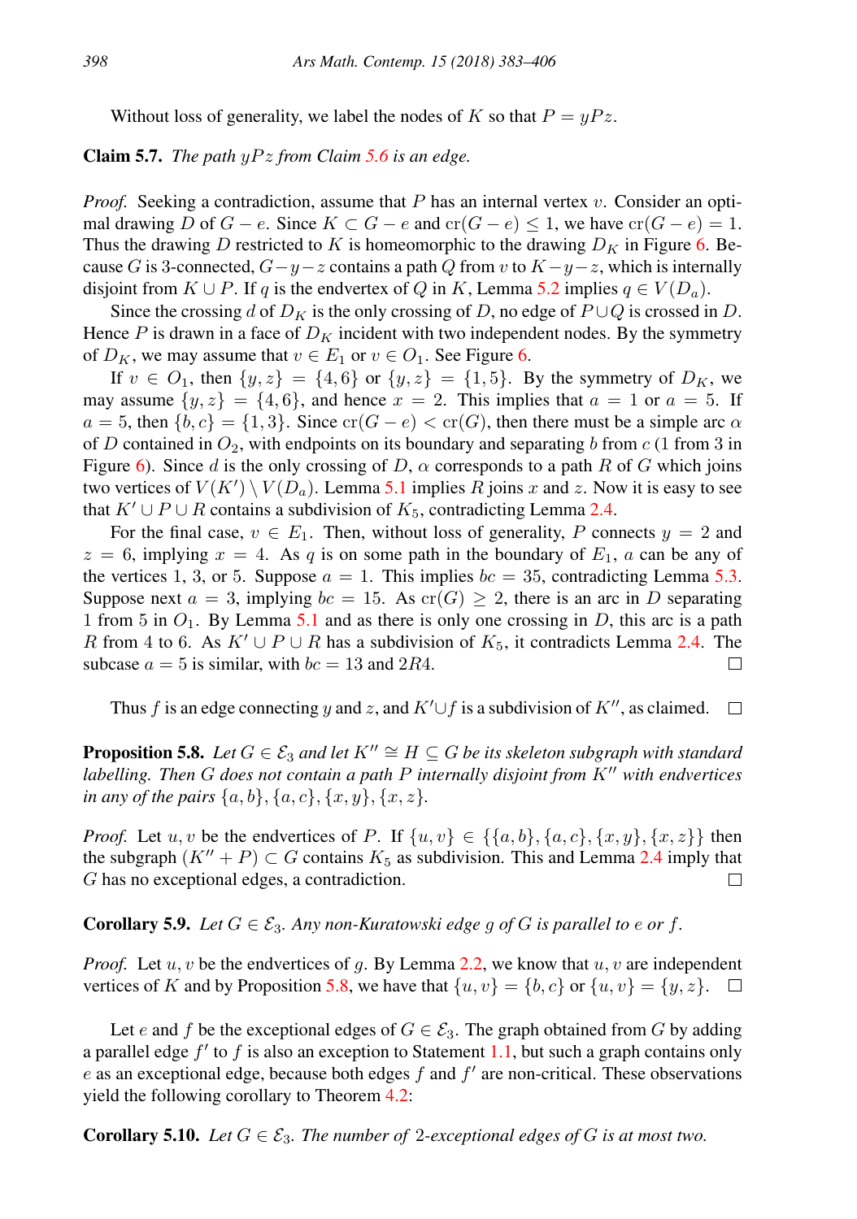Without loss of generality, we label the nodes of $K$ so that $P = yPz$.

**Claim 5.7.** *The path $yPz$ from Claim 5.6 is an edge.*

*Proof.* Seeking a contradiction, assume that $P$ has an internal vertex $v$. Consider an optimal drawing $D$ of $G - e$. Since $K \subset G - e$ and $\text{cr}(G - e) \leq 1$, we have $\text{cr}(G - e) = 1$. Thus the drawing $D$ restricted to $K$ is homeomorphic to the drawing $D_K$ in Figure 6. Because $G$ is 3-connected, $G - y - z$ contains a path $Q$ from $v$ to $K - y - z$, which is internally disjoint from $K \cup P$. If $q$ is the endvertex of $Q$ in $K$, Lemma 5.2 implies $q \in V(D_a)$.

Since the crossing $d$ of $D_K$ is the only crossing of $D$, no edge of $P \cup Q$ is crossed in $D$. Hence $P$ is drawn in a face of $D_K$ incident with two independent nodes. By the symmetry of $D_K$, we may assume that $v \in E_1$ or $v \in O_1$. See Figure 6.

If $v \in O_1$, then $\{y, z\} = \{4, 6\}$ or $\{y, z\} = \{1, 5\}$. By the symmetry of $D_K$, we may assume $\{y, z\} = \{4, 6\}$, and hence $x = 2$. This implies that $a = 1$ or $a = 5$. If $a = 5$, then $\{b, c\} = \{1, 3\}$. Since $\text{cr}(G - e) < \text{cr}(G)$, then there must be a simple arc $\alpha$ of $D$ contained in $O_2$, with endpoints on its boundary and separating $b$ from $c$ (1 from 3 in Figure 6). Since $d$ is the only crossing of $D$, $\alpha$ corresponds to a path $R$ of $G$ which joins two vertices of $V(K') \setminus V(D_a)$. Lemma 5.1 implies $R$ joins $x$ and $z$. Now it is easy to see that $K' \cup P \cup R$ contains a subdivision of $K_5$, contradicting Lemma 2.4.

For the final case, $v \in E_1$. Then, without loss of generality, $P$ connects $y = 2$ and $z = 6$, implying $x = 4$. As $q$ is on some path in the boundary of $E_1$, $a$ can be any of the vertices 1, 3, or 5. Suppose $a = 1$. This implies $bc = 35$, contradicting Lemma 5.3. Suppose next $a = 3$, implying $bc = 15$. As $\text{cr}(G) \geq 2$, there is an arc in $D$ separating 1 from 5 in $O_1$. By Lemma 5.1 and as there is only one crossing in $D$, this arc is a path $R$ from 4 to 6. As $K' \cup P \cup R$ has a subdivision of $K_5$, it contradicts Lemma 2.4. The subcase $a = 5$ is similar, with $bc = 13$ and $2R4$. $\square$

Thus $f$ is an edge connecting $y$ and $z$, and $K' \cup f$ is a subdivision of $K''$, as claimed. $\square$

**Proposition 5.8.** *Let $G \in \mathcal{E}_3$ and let $K'' \cong H \subseteq G$ be its skeleton subgraph with standard labelling. Then $G$ does not contain a path $P$ internally disjoint from $K''$ with endvertices in any of the pairs $\{a, b\}, \{a, c\}, \{x, y\}, \{x, z\}$.*

*Proof.* Let $u, v$ be the endvertices of $P$. If $\{u, v\} \in \{\{a, b\}, \{a, c\}, \{x, y\}, \{x, z\}\}$ then the subgraph $(K'' + P) \subset G$ contains $K_5$ as subdivision. This and Lemma 2.4 imply that $G$ has no exceptional edges, a contradiction. $\square$

**Corollary 5.9.** *Let $G \in \mathcal{E}_3$. Any non-Kuratowski edge $g$ of $G$ is parallel to $e$ or $f$.*

*Proof.* Let $u, v$ be the endvertices of $g$. By Lemma 2.2, we know that $u, v$ are independent vertices of $K$ and by Proposition 5.8, we have that $\{u, v\} = \{b, c\}$ or $\{u, v\} = \{y, z\}$. $\square$

Let $e$ and $f$ be the exceptional edges of $G \in \mathcal{E}_3$. The graph obtained from $G$ by adding a parallel edge $f'$ to $f$ is also an exception to Statement 1.1, but such a graph contains only $e$ as an exceptional edge, because both edges $f$ and $f'$ are non-critical. These observations yield the following corollary to Theorem 4.2:

**Corollary 5.10.** *Let $G \in \mathcal{E}_3$. The number of 2-exceptional edges of $G$ is at most two.*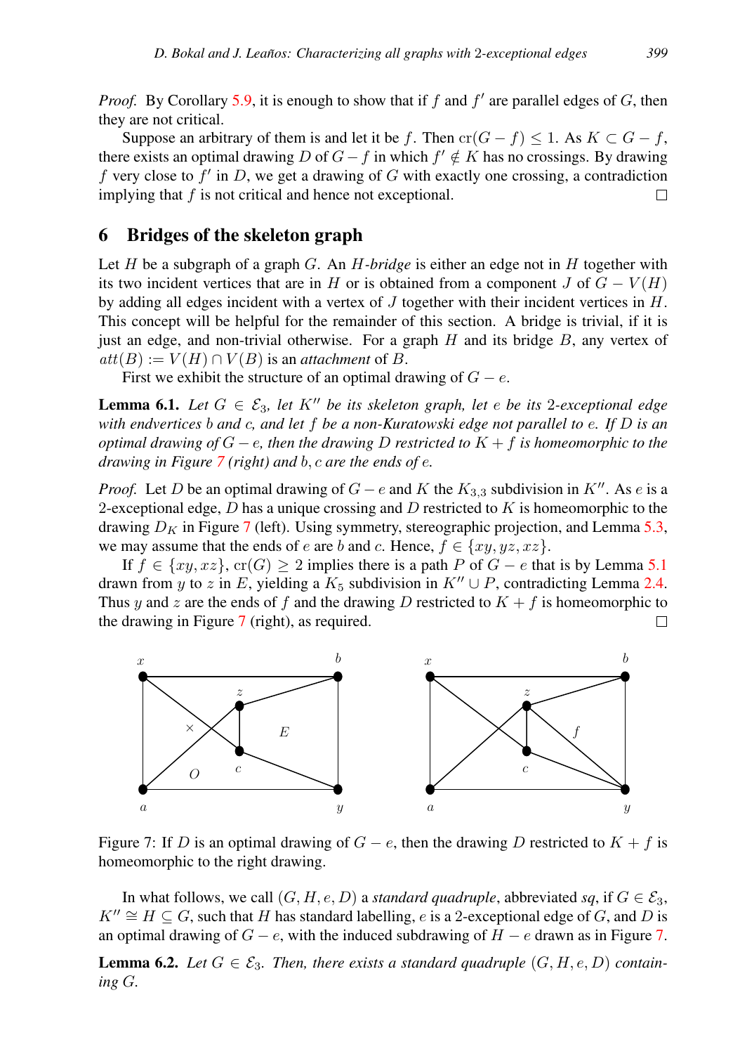*Proof.* By Corollary 5.9, it is enough to show that if $f$ and $f'$ are parallel edges of $G$, then they are not critical.

Suppose an arbitrary of them is and let it be $f$. Then $\mathrm{cr}(G-f) \leq 1$. As $K \subset G-f$, there exists an optimal drawing $D$ of $G-f$ in which $f' \notin K$ has no crossings. By drawing $f$ very close to $f'$ in $D$, we get a drawing of $G$ with exactly one crossing, a contradiction implying that $f$ is not critical and hence not exceptional. □

## 6 Bridges of the skeleton graph

Let $H$ be a subgraph of a graph $G$. An *$H$-bridge* is either an edge not in $H$ together with its two incident vertices that are in $H$ or is obtained from a component $J$ of $G - V(H)$ by adding all edges incident with a vertex of $J$ together with their incident vertices in $H$. This concept will be helpful for the remainder of this section. A bridge is trivial, if it is just an edge, and non-trivial otherwise. For a graph $H$ and its bridge $B$, any vertex of $att(B) := V(H) \cap V(B)$ is an *attachment* of $B$.

First we exhibit the structure of an optimal drawing of $G - e$.

**Lemma 6.1.** *Let $G \in \mathcal{E}_3$, let $K''$ be its skeleton graph, let $e$ be its 2-exceptional edge with endvertices $b$ and $c$, and let $f$ be a non-Kuratowski edge not parallel to $e$. If $D$ is an optimal drawing of $G - e$, then the drawing $D$ restricted to $K + f$ is homeomorphic to the drawing in Figure 7 (right) and $b, c$ are the ends of $e$.*

*Proof.* Let $D$ be an optimal drawing of $G - e$ and $K$ the $K_{3,3}$ subdivision in $K''$. As $e$ is a 2-exceptional edge, $D$ has a unique crossing and $D$ restricted to $K$ is homeomorphic to the drawing $D_K$ in Figure 7 (left). Using symmetry, stereographic projection, and Lemma 5.3, we may assume that the ends of $e$ are $b$ and $c$. Hence, $f \in \{xy, yz, xz\}$.

If $f \in \{xy, xz\}$, $\mathrm{cr}(G) \geq 2$ implies there is a path $P$ of $G - e$ that is by Lemma 5.1 drawn from $y$ to $z$ in $E$, yielding a $K_5$ subdivision in $K'' \cup P$, contradicting Lemma 2.4. Thus $y$ and $z$ are the ends of $f$ and the drawing $D$ restricted to $K + f$ is homeomorphic to the drawing in Figure 7 (right), as required. □

Figure 7: If $D$ is an optimal drawing of $G - e$, then the drawing $D$ restricted to $K + f$ is homeomorphic to the right drawing.

In what follows, we call $(G, H, e, D)$ a *standard quadruple*, abbreviated *sq*, if $G \in \mathcal{E}_3$, $K'' \cong H \subseteq G$, such that $H$ has standard labelling, $e$ is a 2-exceptional edge of $G$, and $D$ is an optimal drawing of $G - e$, with the induced subdrawing of $H - e$ drawn as in Figure 7.

**Lemma 6.2.** *Let $G \in \mathcal{E}_3$. Then, there exists a standard quadruple $(G, H, e, D)$ containing $G$.*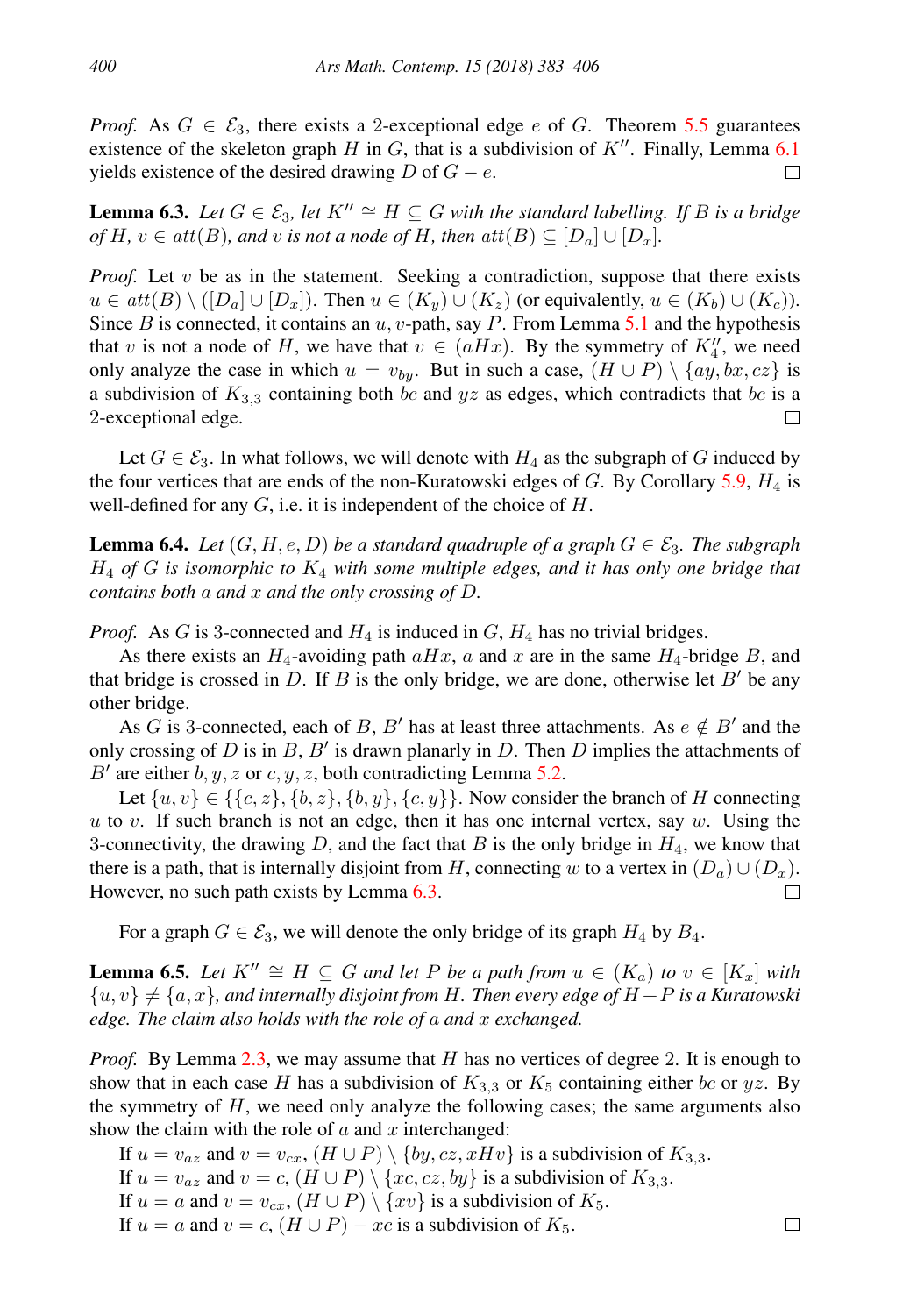*Proof.* As $G \in \mathcal{E}_3$, there exists a 2-exceptional edge $e$ of $G$. Theorem 5.5 guarantees existence of the skeleton graph $H$ in $G$, that is a subdivision of $K''$. Finally, Lemma 6.1 yields existence of the desired drawing $D$ of $G - e$. □

**Lemma 6.3.** *Let $G \in \mathcal{E}_3$, let $K'' \cong H \subseteq G$ with the standard labelling. If $B$ is a bridge of $H$, $v \in att(B)$, and $v$ is not a node of $H$, then $att(B) \subseteq [D_a] \cup [D_x]$.*

*Proof.* Let $v$ be as in the statement. Seeking a contradiction, suppose that there exists $u \in att(B) \setminus ([D_a] \cup [D_x])$. Then $u \in (K_y) \cup (K_z)$ (or equivalently, $u \in (K_b) \cup (K_c)$). Since $B$ is connected, it contains an $u, v$-path, say $P$. From Lemma 5.1 and the hypothesis that $v$ is not a node of $H$, we have that $v \in (aHx)$. By the symmetry of $K_4''$, we need only analyze the case in which $u = v_{by}$. But in such a case, $(H \cup P) \setminus \{ay, bx, cz\}$ is a subdivision of $K_{3,3}$ containing both $bc$ and $yz$ as edges, which contradicts that $bc$ is a 2-exceptional edge. □

Let $G \in \mathcal{E}_3$. In what follows, we will denote with $H_4$ as the subgraph of $G$ induced by the four vertices that are ends of the non-Kuratowski edges of $G$. By Corollary 5.9, $H_4$ is well-defined for any $G$, i.e. it is independent of the choice of $H$.

**Lemma 6.4.** *Let $(G, H, e, D)$ be a standard quadruple of a graph $G \in \mathcal{E}_3$. The subgraph $H_4$ of $G$ is isomorphic to $K_4$ with some multiple edges, and it has only one bridge that contains both $a$ and $x$ and the only crossing of $D$.*

*Proof.* As $G$ is 3-connected and $H_4$ is induced in $G$, $H_4$ has no trivial bridges.

As there exists an $H_4$-avoiding path $aHx$, $a$ and $x$ are in the same $H_4$-bridge $B$, and that bridge is crossed in $D$. If $B$ is the only bridge, we are done, otherwise let $B'$ be any other bridge.

As $G$ is 3-connected, each of $B$, $B'$ has at least three attachments. As $e \notin B'$ and the only crossing of $D$ is in $B$, $B'$ is drawn planarly in $D$. Then $D$ implies the attachments of $B'$ are either $b, y, z$ or $c, y, z$, both contradicting Lemma 5.2.

Let $\{u, v\} \in \{\{c, z\}, \{b, z\}, \{b, y\}, \{c, y\}\}$. Now consider the branch of $H$ connecting $u$ to $v$. If such branch is not an edge, then it has one internal vertex, say $w$. Using the 3-connectivity, the drawing $D$, and the fact that $B$ is the only bridge in $H_4$, we know that there is a path, that is internally disjoint from $H$, connecting $w$ to a vertex in $(D_a) \cup (D_x)$. However, no such path exists by Lemma 6.3. □

For a graph $G \in \mathcal{E}_3$, we will denote the only bridge of its graph $H_4$ by $B_4$.

**Lemma 6.5.** *Let $K'' \cong H \subseteq G$ and let $P$ be a path from $u \in (K_a)$ to $v \in [K_x]$ with $\{u, v\} \neq \{a, x\}$, and internally disjoint from $H$. Then every edge of $H + P$ is a Kuratowski edge. The claim also holds with the role of $a$ and $x$ exchanged.*

*Proof.* By Lemma 2.3, we may assume that $H$ has no vertices of degree 2. It is enough to show that in each case $H$ has a subdivision of $K_{3,3}$ or $K_5$ containing either $bc$ or $yz$. By the symmetry of $H$, we need only analyze the following cases; the same arguments also show the claim with the role of $a$ and $x$ interchanged:

If $u = v_{az}$ and $v = v_{cx}$, $(H \cup P) \setminus \{by, cz, xHv\}$ is a subdivision of $K_{3,3}$.
If $u = v_{az}$ and $v = c$, $(H \cup P) \setminus \{xc, cz, by\}$ is a subdivision of $K_{3,3}$.
If $u = a$ and $v = v_{cx}$, $(H \cup P) \setminus \{xv\}$ is a subdivision of $K_5$.
If $u = a$ and $v = c$, $(H \cup P) - xc$ is a subdivision of $K_5$. □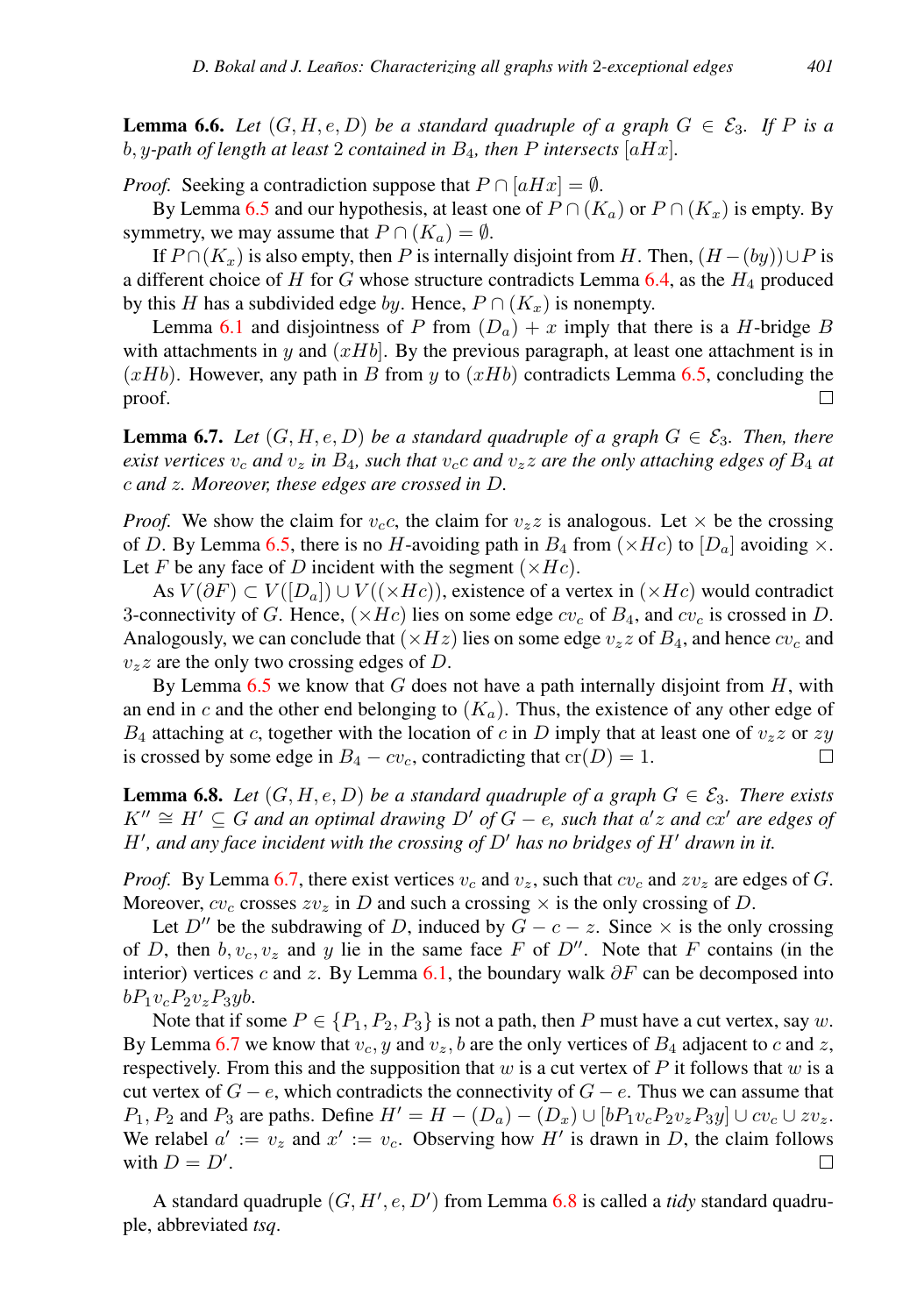**Lemma 6.6.** *Let $(G, H, e, D)$ be a standard quadruple of a graph $G \in \mathcal{E}_3$. If $P$ is a $b, y$-path of length at least 2 contained in $B_4$, then $P$ intersects $[aHx]$.*

*Proof.* Seeking a contradiction suppose that $P \cap [aHx] = \emptyset$.

By Lemma 6.5 and our hypothesis, at least one of $P \cap (K_a)$ or $P \cap (K_x)$ is empty. By symmetry, we may assume that $P \cap (K_a) = \emptyset$.

If $P \cap (K_x)$ is also empty, then $P$ is internally disjoint from $H$. Then, $(H - (by)) \cup P$ is a different choice of $H$ for $G$ whose structure contradicts Lemma 6.4, as the $H_4$ produced by this $H$ has a subdivided edge $by$. Hence, $P \cap (K_x)$ is nonempty.

Lemma 6.1 and disjointness of $P$ from $(D_a) + x$ imply that there is a $H$-bridge $B$ with attachments in $y$ and $(xHb]$. By the previous paragraph, at least one attachment is in $(xHb)$. However, any path in $B$ from $y$ to $(xHb)$ contradicts Lemma 6.5, concluding the proof. □

**Lemma 6.7.** *Let $(G, H, e, D)$ be a standard quadruple of a graph $G \in \mathcal{E}_3$. Then, there exist vertices $v_c$ and $v_z$ in $B_4$, such that $v_c c$ and $v_z z$ are the only attaching edges of $B_4$ at $c$ and $z$. Moreover, these edges are crossed in $D$.*

*Proof.* We show the claim for $v_c c$, the claim for $v_z z$ is analogous. Let $\times$ be the crossing of $D$. By Lemma 6.5, there is no $H$-avoiding path in $B_4$ from $(\times Hc)$ to $[D_a]$ avoiding $\times$. Let $F$ be any face of $D$ incident with the segment $(\times Hc)$.

As $V(\partial F) \subset V([D_a]) \cup V((\times Hc))$, existence of a vertex in $(\times Hc)$ would contradict 3-connectivity of $G$. Hence, $(\times Hc)$ lies on some edge $cv_c$ of $B_4$, and $cv_c$ is crossed in $D$. Analogously, we can conclude that $(\times Hz)$ lies on some edge $v_z z$ of $B_4$, and hence $cv_c$ and $v_z z$ are the only two crossing edges of $D$.

By Lemma 6.5 we know that $G$ does not have a path internally disjoint from $H$, with an end in $c$ and the other end belonging to $(K_a)$. Thus, the existence of any other edge of $B_4$ attaching at $c$, together with the location of $c$ in $D$ imply that at least one of $v_z z$ or $zy$ is crossed by some edge in $B_4 - cv_c$, contradicting that $\mathrm{cr}(D) = 1$. □

**Lemma 6.8.** *Let $(G, H, e, D)$ be a standard quadruple of a graph $G \in \mathcal{E}_3$. There exists $K'' \cong H' \subseteq G$ and an optimal drawing $D'$ of $G - e$, such that $a'z$ and $cx'$ are edges of $H'$, and any face incident with the crossing of $D'$ has no bridges of $H'$ drawn in it.*

*Proof.* By Lemma 6.7, there exist vertices $v_c$ and $v_z$, such that $cv_c$ and $zv_z$ are edges of $G$. Moreover, $cv_c$ crosses $zv_z$ in $D$ and such a crossing $\times$ is the only crossing of $D$.

Let $D''$ be the subdrawing of $D$, induced by $G - c - z$. Since $\times$ is the only crossing of $D$, then $b, v_c, v_z$ and $y$ lie in the same face $F$ of $D''$. Note that $F$ contains (in the interior) vertices $c$ and $z$. By Lemma 6.1, the boundary walk $\partial F$ can be decomposed into $bP_1v_cP_2v_zP_3yb$.

Note that if some $P \in \{P_1, P_2, P_3\}$ is not a path, then $P$ must have a cut vertex, say $w$. By Lemma 6.7 we know that $v_c, y$ and $v_z, b$ are the only vertices of $B_4$ adjacent to $c$ and $z$, respectively. From this and the supposition that $w$ is a cut vertex of $P$ it follows that $w$ is a cut vertex of $G - e$, which contradicts the connectivity of $G - e$. Thus we can assume that $P_1, P_2$ and $P_3$ are paths. Define $H' = H - (D_a) - (D_x) \cup [bP_1v_cP_2v_zP_3y] \cup cv_c \cup zv_z$. We relabel $a' := v_z$ and $x' := v_c$. Observing how $H'$ is drawn in $D$, the claim follows with $D = D'$. □

A standard quadruple $(G, H', e, D')$ from Lemma 6.8 is called a *tidy* standard quadruple, abbreviated *tsq*.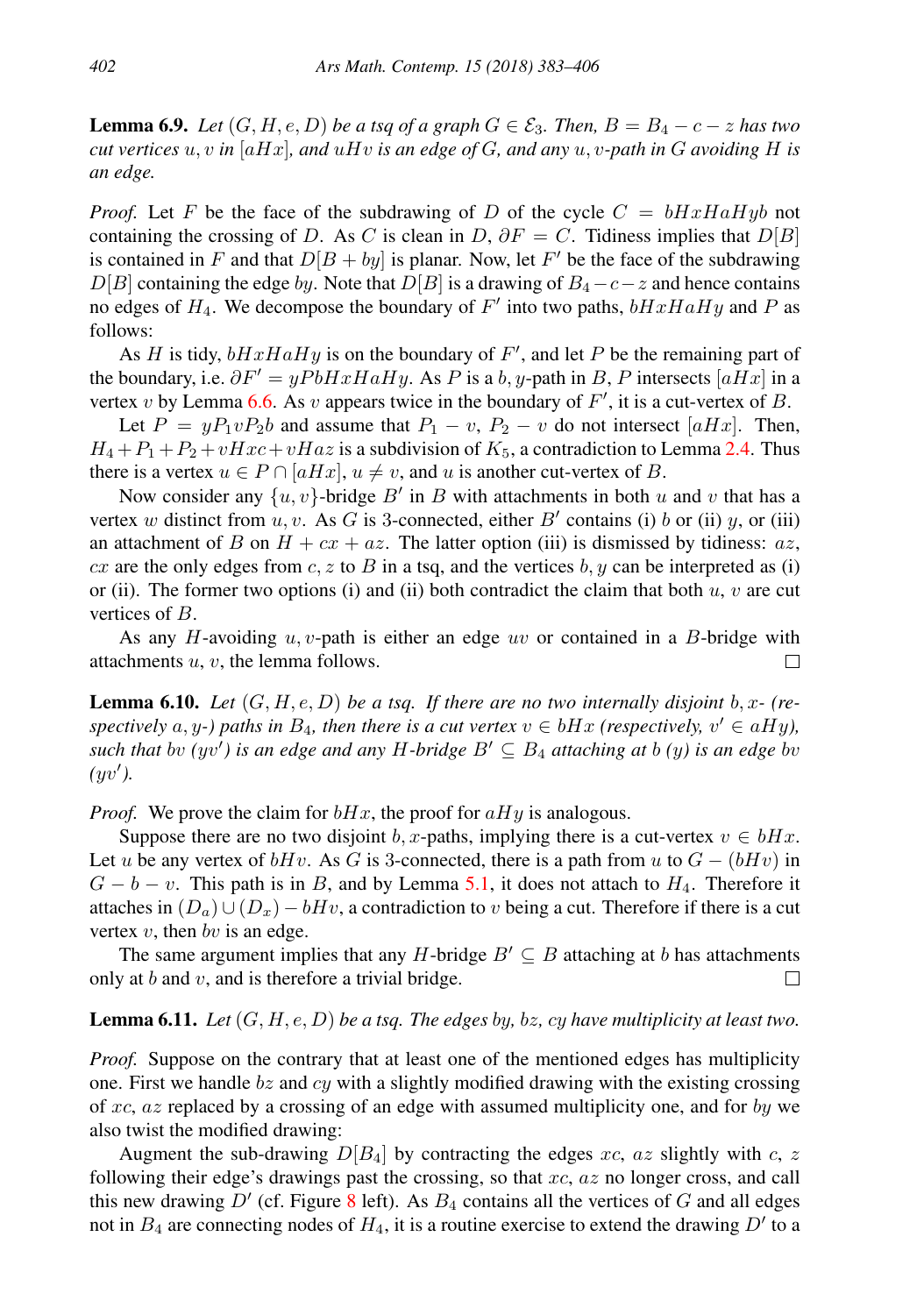**Lemma 6.9.** *Let $(G, H, e, D)$ be a tsq of a graph $G \in \mathcal{E}_3$. Then, $B = B_4 - c - z$ has two cut vertices $u, v$ in $[aHx]$, and $uHv$ is an edge of $G$, and any $u, v$-path in $G$ avoiding $H$ is an edge.*

*Proof.* Let $F$ be the face of the subdrawing of $D$ of the cycle $C = bHxHaHyb$ not containing the crossing of $D$. As $C$ is clean in $D$, $\partial F = C$. Tidiness implies that $D[B]$ is contained in $F$ and that $D[B + by]$ is planar. Now, let $F'$ be the face of the subdrawing $D[B]$ containing the edge $by$. Note that $D[B]$ is a drawing of $B_4 - c - z$ and hence contains no edges of $H_4$. We decompose the boundary of $F'$ into two paths, $bHxHaHy$ and $P$ as follows:

As $H$ is tidy, $bHxHaHy$ is on the boundary of $F'$, and let $P$ be the remaining part of the boundary, i.e. $\partial F' = yPbHxHaHy$. As $P$ is a $b, y$-path in $B$, $P$ intersects $[aHx]$ in a vertex $v$ by Lemma 6.6. As $v$ appears twice in the boundary of $F'$, it is a cut-vertex of $B$.

Let $P = yP_1vP_2b$ and assume that $P_1 - v$, $P_2 - v$ do not intersect $[aHx]$. Then, $H_4 + P_1 + P_2 + vHxc + vHaz$ is a subdivision of $K_5$, a contradiction to Lemma 2.4. Thus there is a vertex $u \in P \cap [aHx]$, $u \neq v$, and $u$ is another cut-vertex of $B$.

Now consider any $\{u, v\}$-bridge $B'$ in $B$ with attachments in both $u$ and $v$ that has a vertex $w$ distinct from $u, v$. As $G$ is 3-connected, either $B'$ contains (i) $b$ or (ii) $y$, or (iii) an attachment of $B$ on $H + cx + az$. The latter option (iii) is dismissed by tidiness: $az$, $cx$ are the only edges from $c, z$ to $B$ in a tsq, and the vertices $b, y$ can be interpreted as (i) or (ii). The former two options (i) and (ii) both contradict the claim that both $u$, $v$ are cut vertices of $B$.

As any $H$-avoiding $u, v$-path is either an edge $uv$ or contained in a $B$-bridge with attachments $u$, $v$, the lemma follows. □

**Lemma 6.10.** *Let $(G, H, e, D)$ be a tsq. If there are no two internally disjoint $b, x$- (respectively $a, y$-) paths in $B_4$, then there is a cut vertex $v \in bHx$ (respectively, $v' \in aHy$), such that $bv$ ($yv'$) is an edge and any $H$-bridge $B' \subseteq B_4$ attaching at $b$ ($y$) is an edge $bv$ ($yv'$).*

*Proof.* We prove the claim for $bHx$, the proof for $aHy$ is analogous.

Suppose there are no two disjoint $b, x$-paths, implying there is a cut-vertex $v \in bHx$. Let $u$ be any vertex of $bHv$. As $G$ is 3-connected, there is a path from $u$ to $G - (bHv)$ in $G - b - v$. This path is in $B$, and by Lemma 5.1, it does not attach to $H_4$. Therefore it attaches in $(D_a) \cup (D_x) - bHv$, a contradiction to $v$ being a cut. Therefore if there is a cut vertex $v$, then $bv$ is an edge.

The same argument implies that any $H$-bridge $B' \subseteq B$ attaching at $b$ has attachments only at $b$ and $v$, and is therefore a trivial bridge. □

**Lemma 6.11.** *Let $(G, H, e, D)$ be a tsq. The edges $by$, $bz$, $cy$ have multiplicity at least two.*

*Proof.* Suppose on the contrary that at least one of the mentioned edges has multiplicity one. First we handle $bz$ and $cy$ with a slightly modified drawing with the existing crossing of $xc$, $az$ replaced by a crossing of an edge with assumed multiplicity one, and for $by$ we also twist the modified drawing:

Augment the sub-drawing $D[B_4]$ by contracting the edges $xc$, $az$ slightly with $c$, $z$ following their edge's drawings past the crossing, so that $xc$, $az$ no longer cross, and call this new drawing $D'$ (cf. Figure 8 left). As $B_4$ contains all the vertices of $G$ and all edges not in $B_4$ are connecting nodes of $H_4$, it is a routine exercise to extend the drawing $D'$ to a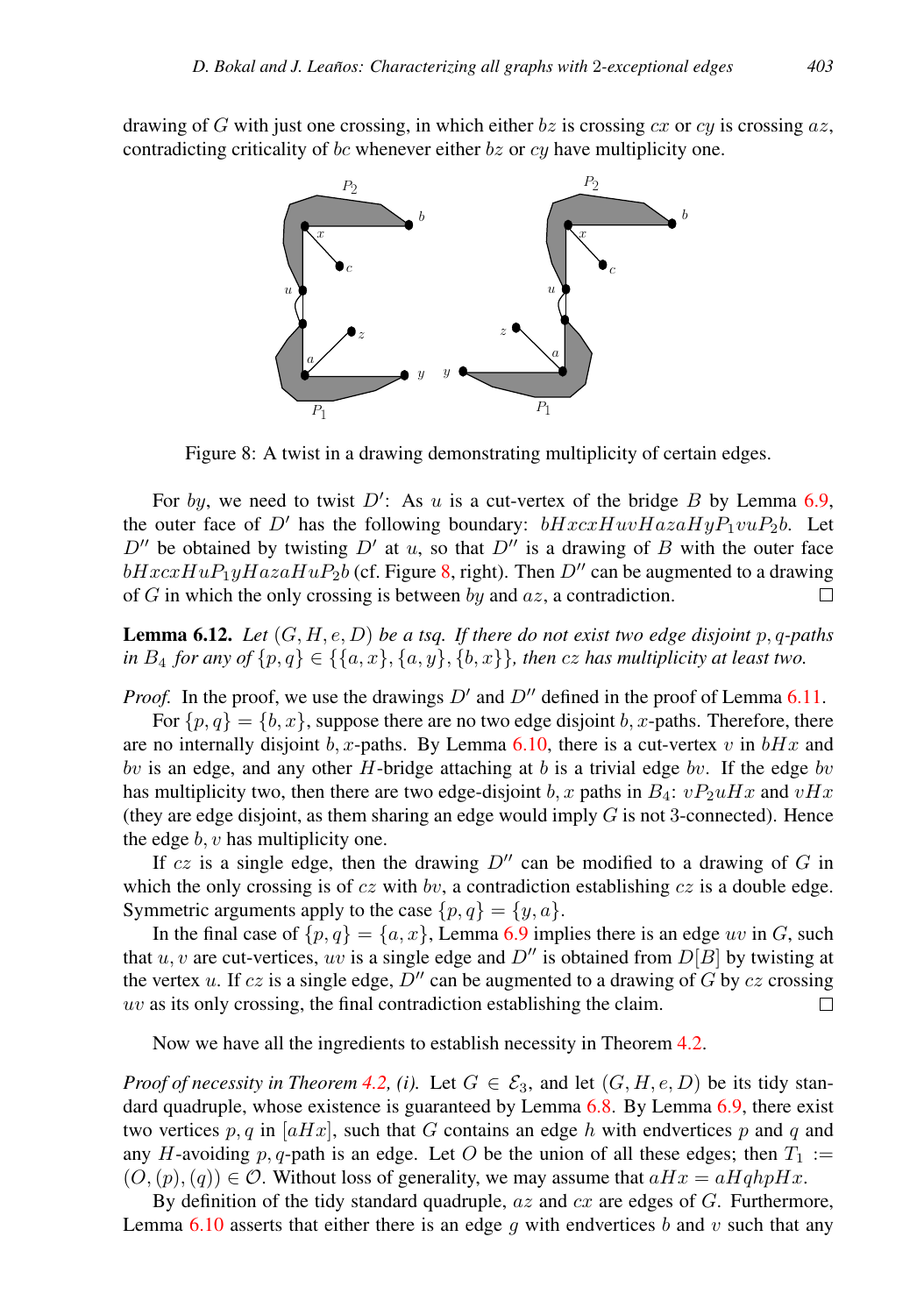drawing of $G$ with just one crossing, in which either $bz$ is crossing $cx$ or $cy$ is crossing $az$, contradicting criticality of $bc$ whenever either $bz$ or $cy$ have multiplicity one.

Figure 8: A twist in a drawing demonstrating multiplicity of certain edges.

For $by$, we need to twist $D'$: As $u$ is a cut-vertex of the bridge $B$ by Lemma 6.9, the outer face of $D'$ has the following boundary: $bHxcxHuvHazaHyP_1vuP_2b$. Let $D''$ be obtained by twisting $D'$ at $u$, so that $D''$ is a drawing of $B$ with the outer face $bHxcxHuP_1yHazaHuP_2b$ (cf. Figure 8, right). Then $D''$ can be augmented to a drawing of $G$ in which the only crossing is between $by$ and $az$, a contradiction. □

**Lemma 6.12.** *Let $(G, H, e, D)$ be a tsq. If there do not exist two edge disjoint $p, q$-paths in $B_4$ for any of $\{p, q\} \in \{\{a, x\}, \{a, y\}, \{b, x\}\}$, then $cz$ has multiplicity at least two.*

*Proof.* In the proof, we use the drawings $D'$ and $D''$ defined in the proof of Lemma 6.11.

For $\{p, q\} = \{b, x\}$, suppose there are no two edge disjoint $b, x$-paths. Therefore, there are no internally disjoint $b, x$-paths. By Lemma 6.10, there is a cut-vertex $v$ in $bHx$ and $bv$ is an edge, and any other $H$-bridge attaching at $b$ is a trivial edge $bv$. If the edge $bv$ has multiplicity two, then there are two edge-disjoint $b, x$ paths in $B_4$: $vP_2uHx$ and $vHx$ (they are edge disjoint, as them sharing an edge would imply $G$ is not 3-connected). Hence the edge $b, v$ has multiplicity one.

If $cz$ is a single edge, then the drawing $D''$ can be modified to a drawing of $G$ in which the only crossing is of $cz$ with $bv$, a contradiction establishing $cz$ is a double edge. Symmetric arguments apply to the case $\{p, q\} = \{y, a\}$.

In the final case of $\{p, q\} = \{a, x\}$, Lemma 6.9 implies there is an edge $uv$ in $G$, such that $u, v$ are cut-vertices, $uv$ is a single edge and $D''$ is obtained from $D[B]$ by twisting at the vertex $u$. If $cz$ is a single edge, $D''$ can be augmented to a drawing of $G$ by $cz$ crossing $uv$ as its only crossing, the final contradiction establishing the claim. □

Now we have all the ingredients to establish necessity in Theorem 4.2.

*Proof of necessity in Theorem 4.2, (i).* Let $G \in \mathcal{E}_3$, and let $(G, H, e, D)$ be its tidy standard quadruple, whose existence is guaranteed by Lemma 6.8. By Lemma 6.9, there exist two vertices $p, q$ in $[aHx]$, such that $G$ contains an edge $h$ with endvertices $p$ and $q$ and any $H$-avoiding $p, q$-path is an edge. Let $O$ be the union of all these edges; then $T_1 := (O, (p), (q)) \in \mathcal{O}$. Without loss of generality, we may assume that $aHx = aHqhpHx$.

By definition of the tidy standard quadruple, $az$ and $cx$ are edges of $G$. Furthermore, Lemma 6.10 asserts that either there is an edge $g$ with endvertices $b$ and $v$ such that any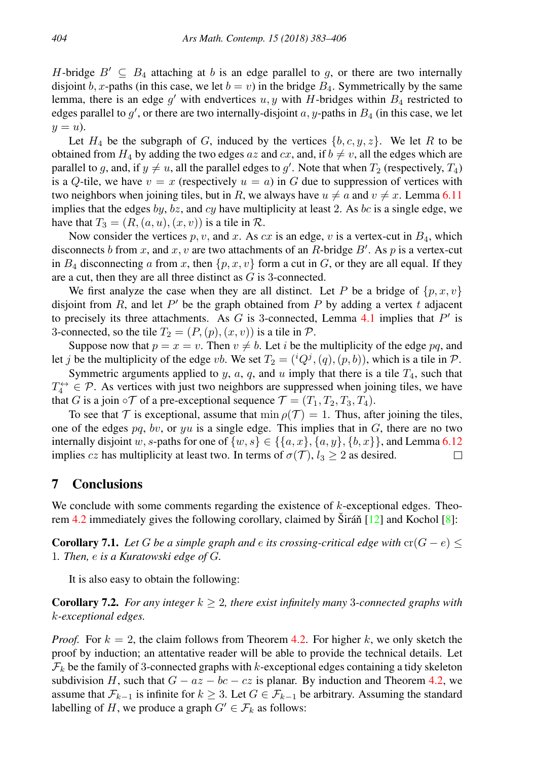$H$-bridge $B' \subseteq B_4$ attaching at $b$ is an edge parallel to $g$, or there are two internally disjoint $b, x$-paths (in this case, we let $b = v$) in the bridge $B_4$. Symmetrically by the same lemma, there is an edge $g'$ with endvertices $u, y$ with $H$-bridges within $B_4$ restricted to edges parallel to $g'$, or there are two internally-disjoint $a, y$-paths in $B_4$ (in this case, we let $y = u$).

Let $H_4$ be the subgraph of $G$, induced by the vertices $\{b, c, y, z\}$. We let $R$ to be obtained from $H_4$ by adding the two edges $az$ and $cx$, and, if $b \neq v$, all the edges which are parallel to $g$, and, if $y \neq u$, all the parallel edges to $g'$. Note that when $T_2$ (respectively, $T_4$) is a $Q$-tile, we have $v = x$ (respectively $u = a$) in $G$ due to suppression of vertices with two neighbors when joining tiles, but in $R$, we always have $u \neq a$ and $v \neq x$. Lemma 6.11 implies that the edges $by$, $bz$, and $cy$ have multiplicity at least 2. As $bc$ is a single edge, we have that $T_3 = (R, (a, u), (x, v))$ is a tile in $\mathcal{R}$.

Now consider the vertices $p, v$, and $x$. As $cx$ is an edge, $v$ is a vertex-cut in $B_4$, which disconnects $b$ from $x$, and $x, v$ are two attachments of an $R$-bridge $B'$. As $p$ is a vertex-cut in $B_4$ disconnecting $a$ from $x$, then $\{p, x, v\}$ form a cut in $G$, or they are all equal. If they are a cut, then they are all three distinct as $G$ is 3-connected.

We first analyze the case when they are all distinct. Let $P$ be a bridge of $\{p, x, v\}$ disjoint from $R$, and let $P'$ be the graph obtained from $P$ by adding a vertex $t$ adjacent to precisely its three attachments. As $G$ is 3-connected, Lemma 4.1 implies that $P'$ is 3-connected, so the tile $T_2 = (P, (p), (x, v))$ is a tile in $\mathcal{P}$.

Suppose now that $p = x = v$. Then $v \neq b$. Let $i$ be the multiplicity of the edge $pq$, and let $j$ be the multiplicity of the edge $vb$. We set $T_2 = ({}^iQ^j, (q), (p, b))$, which is a tile in $\mathcal{P}$.

Symmetric arguments applied to $y$, $a$, $q$, and $u$ imply that there is a tile $T_4$, such that $T_4^{\leftrightarrow} \in \mathcal{P}$. As vertices with just two neighbors are suppressed when joining tiles, we have that $G$ is a join $\circ\mathcal{T}$ of a pre-exceptional sequence $\mathcal{T} = (T_1, T_2, T_3, T_4)$.

To see that $\mathcal{T}$ is exceptional, assume that $\min \rho(\mathcal{T}) = 1$. Thus, after joining the tiles, one of the edges $pq$, $bv$, or $yu$ is a single edge. This implies that in $G$, there are no two internally disjoint $w, s$-paths for one of $\{w, s\} \in \{\{a, x\}, \{a, y\}, \{b, x\}\}$, and Lemma 6.12 implies $cz$ has multiplicity at least two. In terms of $\sigma(\mathcal{T})$, $l_3 \geq 2$ as desired. □

# 7 Conclusions

We conclude with some comments regarding the existence of $k$-exceptional edges. Theorem 4.2 immediately gives the following corollary, claimed by Širáň [12] and Kochol [8]:

**Corollary 7.1.** *Let $G$ be a simple graph and $e$ its crossing-critical edge with $\mathrm{cr}(G - e) \leq 1$. Then, $e$ is a Kuratowski edge of $G$.*

It is also easy to obtain the following:

**Corollary 7.2.** *For any integer $k \geq 2$, there exist infinitely many 3-connected graphs with $k$-exceptional edges.*

*Proof.* For $k = 2$, the claim follows from Theorem 4.2. For higher $k$, we only sketch the proof by induction; an attentative reader will be able to provide the technical details. Let $\mathcal{F}_k$ be the family of 3-connected graphs with $k$-exceptional edges containing a tidy skeleton subdivision $H$, such that $G - az - bc - cz$ is planar. By induction and Theorem 4.2, we assume that $\mathcal{F}_{k-1}$ is infinite for $k \geq 3$. Let $G \in \mathcal{F}_{k-1}$ be arbitrary. Assuming the standard labelling of $H$, we produce a graph $G' \in \mathcal{F}_k$ as follows: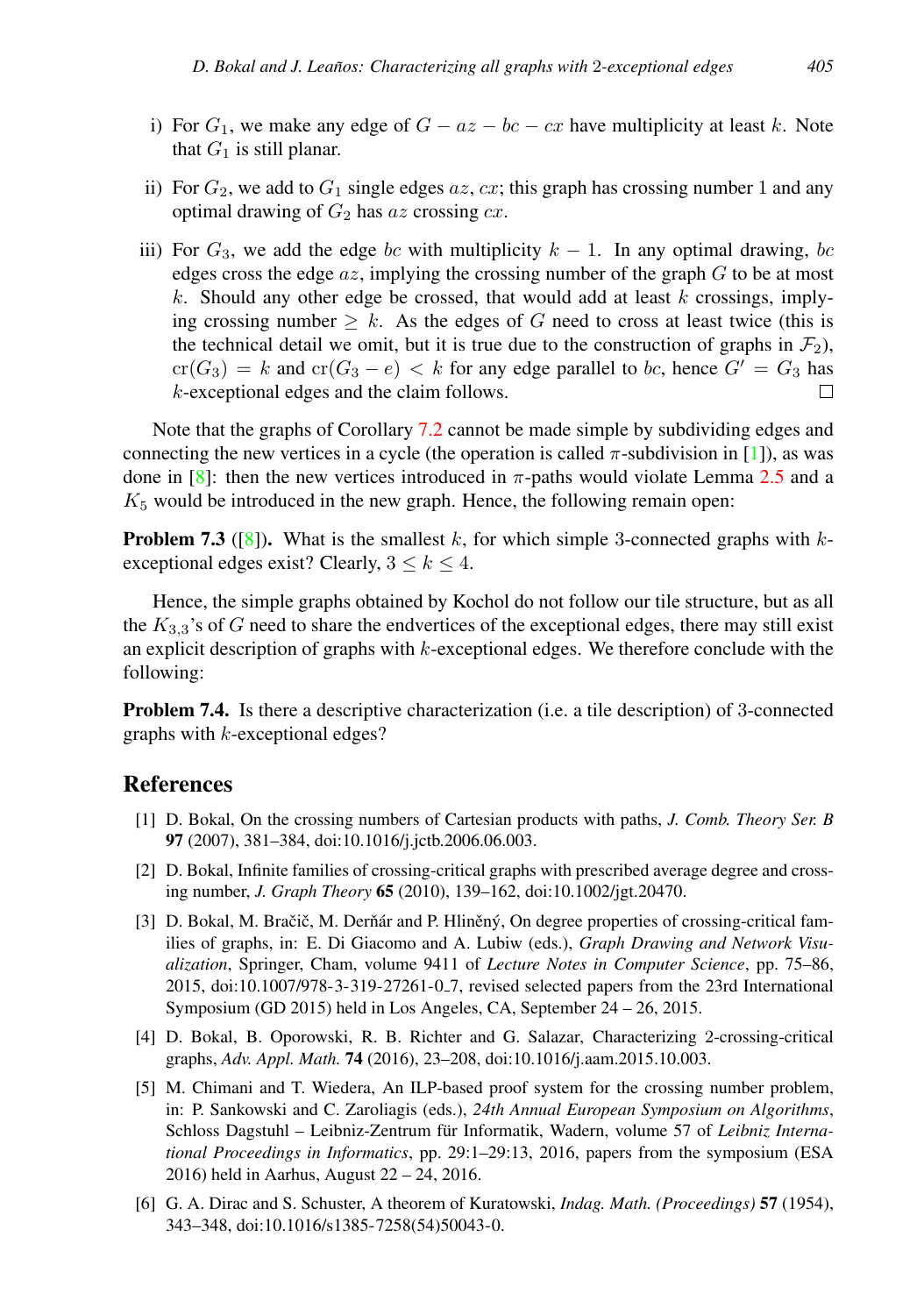i) For $G_1$, we make any edge of $G - az - bc - cx$ have multiplicity at least $k$. Note that $G_1$ is still planar.

ii) For $G_2$, we add to $G_1$ single edges $az$, $cx$; this graph has crossing number 1 and any optimal drawing of $G_2$ has $az$ crossing $cx$.

iii) For $G_3$, we add the edge $bc$ with multiplicity $k - 1$. In any optimal drawing, $bc$ edges cross the edge $az$, implying the crossing number of the graph $G$ to be at most $k$. Should any other edge be crossed, that would add at least $k$ crossings, implying crossing number $\geq k$. As the edges of $G$ need to cross at least twice (this is the technical detail we omit, but it is true due to the construction of graphs in $\mathcal{F}_2$), $\mathrm{cr}(G_3) = k$ and $\mathrm{cr}(G_3 - e) < k$ for any edge parallel to $bc$, hence $G' = G_3$ has $k$-exceptional edges and the claim follows. □

Note that the graphs of Corollary 7.2 cannot be made simple by subdividing edges and connecting the new vertices in a cycle (the operation is called $\pi$-subdivision in [1]), as was done in [8]: then the new vertices introduced in $\pi$-paths would violate Lemma 2.5 and a $K_5$ would be introduced in the new graph. Hence, the following remain open:

**Problem 7.3** ([8]). What is the smallest $k$, for which simple 3-connected graphs with $k$-exceptional edges exist? Clearly, $3 \leq k \leq 4$.

Hence, the simple graphs obtained by Kochol do not follow our tile structure, but as all the $K_{3,3}$'s of $G$ need to share the endvertices of the exceptional edges, there may still exist an explicit description of graphs with $k$-exceptional edges. We therefore conclude with the following:

**Problem 7.4.** Is there a descriptive characterization (i.e. a tile description) of 3-connected graphs with $k$-exceptional edges?

## References

[1] D. Bokal, On the crossing numbers of Cartesian products with paths, *J. Comb. Theory Ser. B* **97** (2007), 381–384, doi:10.1016/j.jctb.2006.06.003.

[2] D. Bokal, Infinite families of crossing-critical graphs with prescribed average degree and crossing number, *J. Graph Theory* **65** (2010), 139–162, doi:10.1002/jgt.20470.

[3] D. Bokal, M. Bračič, M. Derňár and P. Hliněný, On degree properties of crossing-critical families of graphs, in: E. Di Giacomo and A. Lubiw (eds.), *Graph Drawing and Network Visualization*, Springer, Cham, volume 9411 of *Lecture Notes in Computer Science*, pp. 75–86, 2015, doi:10.1007/978-3-319-27261-0_7, revised selected papers from the 23rd International Symposium (GD 2015) held in Los Angeles, CA, September 24 – 26, 2015.

[4] D. Bokal, B. Oporowski, R. B. Richter and G. Salazar, Characterizing 2-crossing-critical graphs, *Adv. Appl. Math.* **74** (2016), 23–208, doi:10.1016/j.aam.2015.10.003.

[5] M. Chimani and T. Wiedera, An ILP-based proof system for the crossing number problem, in: P. Sankowski and C. Zaroliagis (eds.), *24th Annual European Symposium on Algorithms*, Schloss Dagstuhl – Leibniz-Zentrum für Informatik, Wadern, volume 57 of *Leibniz International Proceedings in Informatics*, pp. 29:1–29:13, 2016, papers from the symposium (ESA 2016) held in Aarhus, August 22 – 24, 2016.

[6] G. A. Dirac and S. Schuster, A theorem of Kuratowski, *Indag. Math. (Proceedings)* **57** (1954), 343–348, doi:10.1016/s1385-7258(54)50043-0.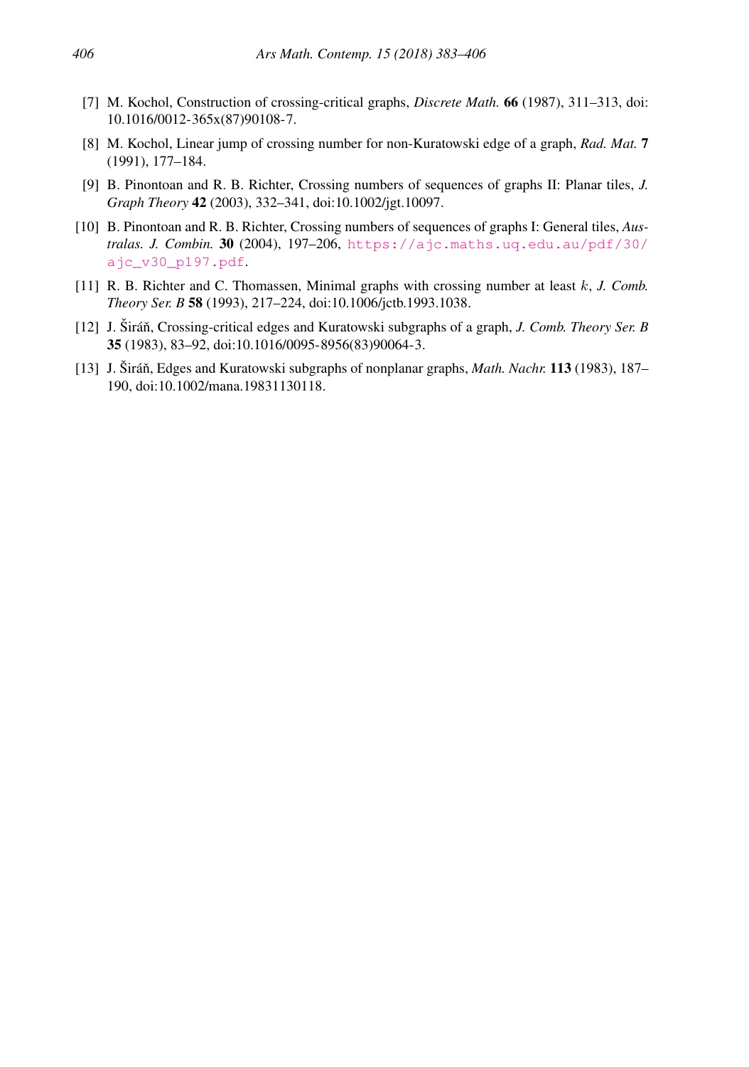[7] M. Kochol, Construction of crossing-critical graphs, *Discrete Math.* **66** (1987), 311–313, doi:10.1016/0012-365x(87)90108-7.

[8] M. Kochol, Linear jump of crossing number for non-Kuratowski edge of a graph, *Rad. Mat.* **7** (1991), 177–184.

[9] B. Pinontoan and R. B. Richter, Crossing numbers of sequences of graphs II: Planar tiles, *J. Graph Theory* **42** (2003), 332–341, doi:10.1002/jgt.10097.

[10] B. Pinontoan and R. B. Richter, Crossing numbers of sequences of graphs I: General tiles, *Australas. J. Combin.* **30** (2004), 197–206, https://ajc.maths.uq.edu.au/pdf/30/ajc_v30_p197.pdf.

[11] R. B. Richter and C. Thomassen, Minimal graphs with crossing number at least $k$, *J. Comb. Theory Ser. B* **58** (1993), 217–224, doi:10.1006/jctb.1993.1038.

[12] J. Širáň, Crossing-critical edges and Kuratowski subgraphs of a graph, *J. Comb. Theory Ser. B* **35** (1983), 83–92, doi:10.1016/0095-8956(83)90064-3.

[13] J. Širáň, Edges and Kuratowski subgraphs of nonplanar graphs, *Math. Nachr.* **113** (1983), 187–190, doi:10.1002/mana.19831130118.